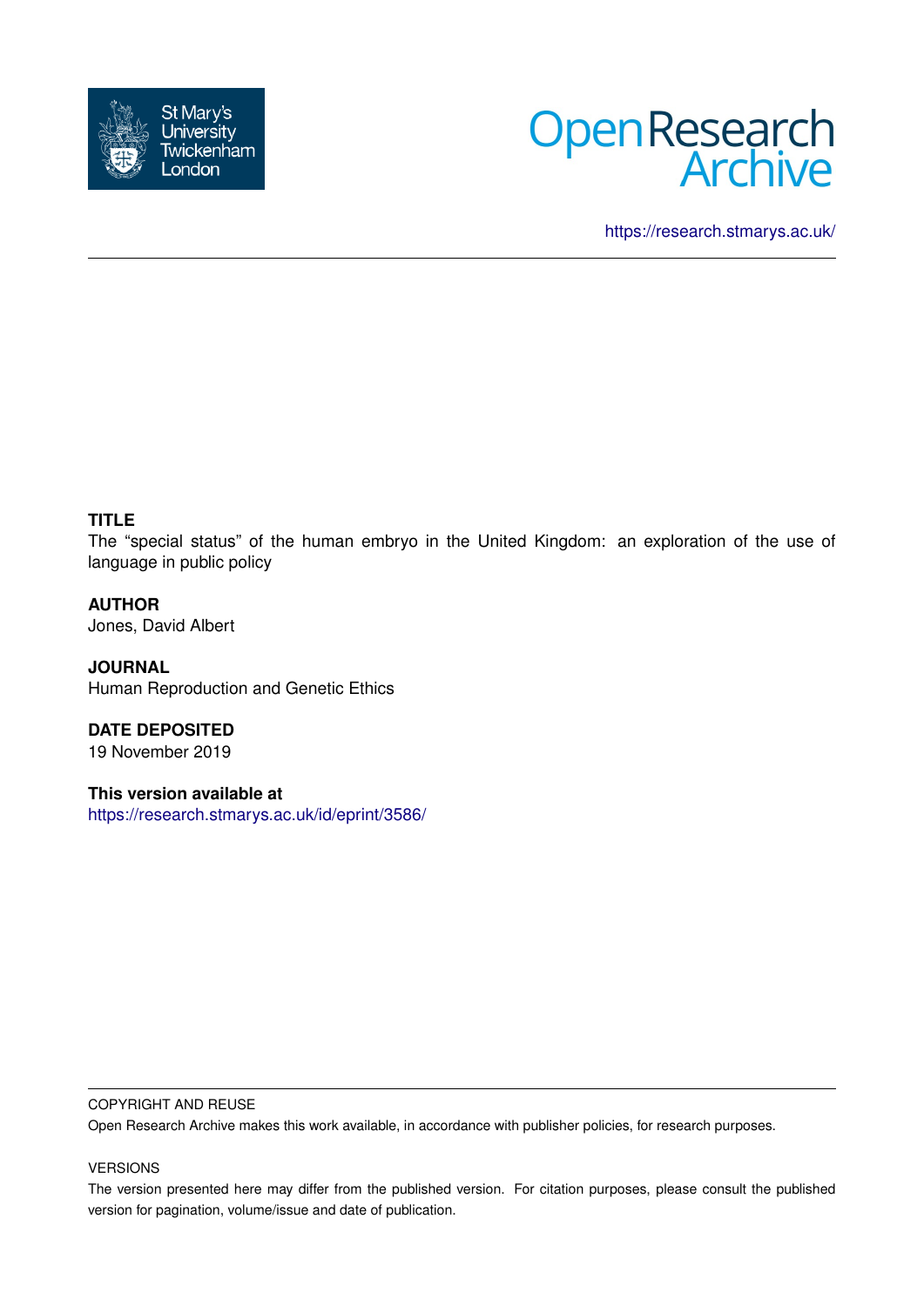St Mary's University Twickenham London

Open Research Archive

https://research.stmarys.ac.uk/

---

**TITLE**

The “special status” of the human embryo in the United Kingdom: an exploration of the use of language in public policy

**AUTHOR**

Jones, David Albert

**JOURNAL**

Human Reproduction and Genetic Ethics

**DATE DEPOSITED**

19 November 2019

**This version available at**

https://research.stmarys.ac.uk/id/eprint/3586/

---

COPYRIGHT AND REUSE

Open Research Archive makes this work available, in accordance with publisher policies, for research purposes.

VERSIONS

The version presented here may differ from the published version. For citation purposes, please consult the published version for pagination, volume/issue and date of publication.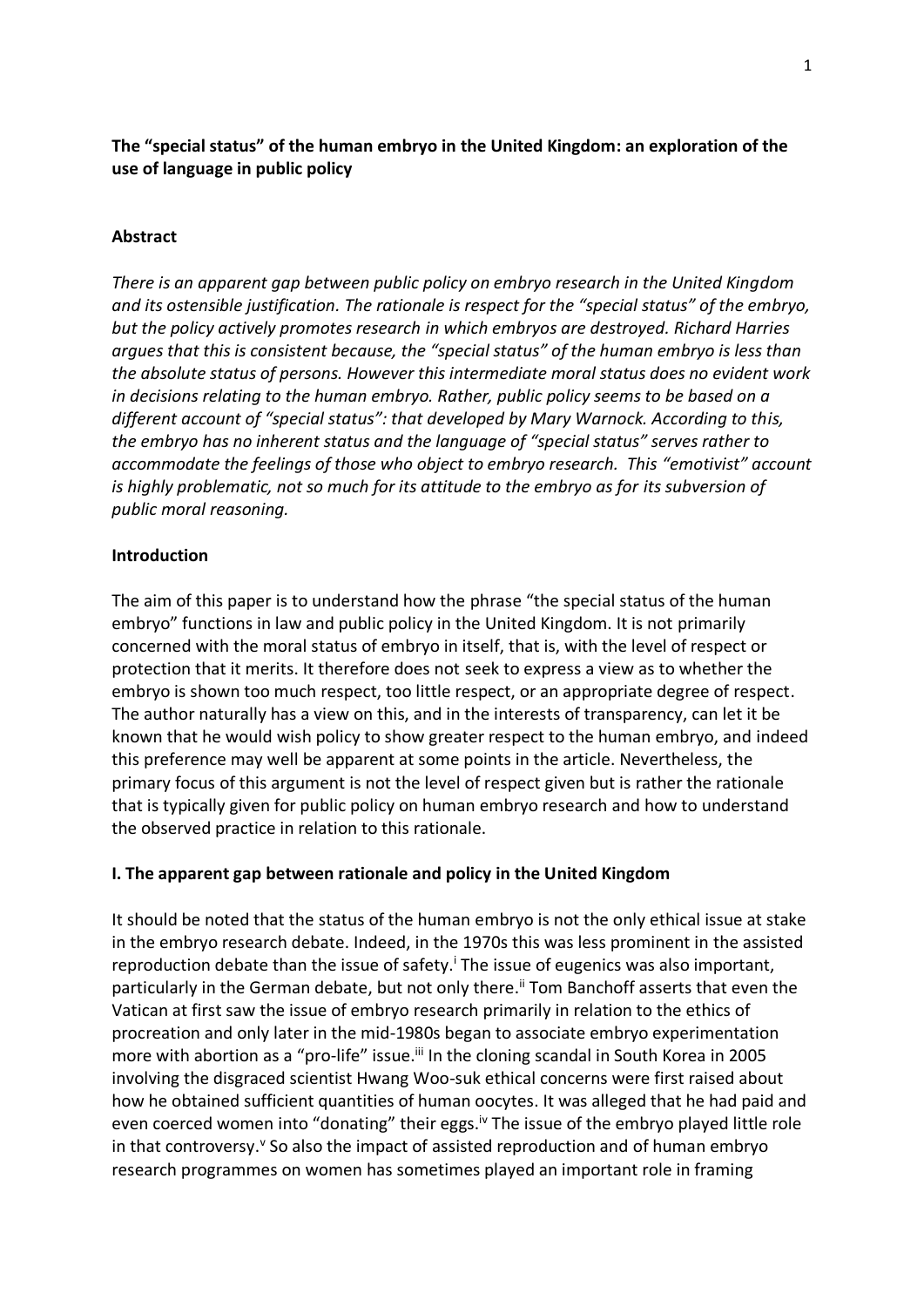**The "special status" of the human embryo in the United Kingdom: an exploration of the use of language in public policy**

**Abstract**

*There is an apparent gap between public policy on embryo research in the United Kingdom and its ostensible justification. The rationale is respect for the "special status" of the embryo, but the policy actively promotes research in which embryos are destroyed. Richard Harries argues that this is consistent because, the "special status" of the human embryo is less than the absolute status of persons. However this intermediate moral status does no evident work in decisions relating to the human embryo. Rather, public policy seems to be based on a different account of "special status": that developed by Mary Warnock. According to this, the embryo has no inherent status and the language of "special status" serves rather to accommodate the feelings of those who object to embryo research. This "emotivist" account is highly problematic, not so much for its attitude to the embryo as for its subversion of public moral reasoning.*

**Introduction**

The aim of this paper is to understand how the phrase "the special status of the human embryo" functions in law and public policy in the United Kingdom. It is not primarily concerned with the moral status of embryo in itself, that is, with the level of respect or protection that it merits. It therefore does not seek to express a view as to whether the embryo is shown too much respect, too little respect, or an appropriate degree of respect. The author naturally has a view on this, and in the interests of transparency, can let it be known that he would wish policy to show greater respect to the human embryo, and indeed this preference may well be apparent at some points in the article. Nevertheless, the primary focus of this argument is not the level of respect given but is rather the rationale that is typically given for public policy on human embryo research and how to understand the observed practice in relation to this rationale.

**I. The apparent gap between rationale and policy in the United Kingdom**

It should be noted that the status of the human embryo is not the only ethical issue at stake in the embryo research debate. Indeed, in the 1970s this was less prominent in the assisted reproduction debate than the issue of safety.[i] The issue of eugenics was also important, particularly in the German debate, but not only there.[ii] Tom Banchoff asserts that even the Vatican at first saw the issue of embryo research primarily in relation to the ethics of procreation and only later in the mid-1980s began to associate embryo experimentation more with abortion as a "pro-life" issue.[iii] In the cloning scandal in South Korea in 2005 involving the disgraced scientist Hwang Woo-suk ethical concerns were first raised about how he obtained sufficient quantities of human oocytes. It was alleged that he had paid and even coerced women into "donating" their eggs.[iv] The issue of the embryo played little role in that controversy.[v] So also the impact of assisted reproduction and of human embryo research programmes on women has sometimes played an important role in framing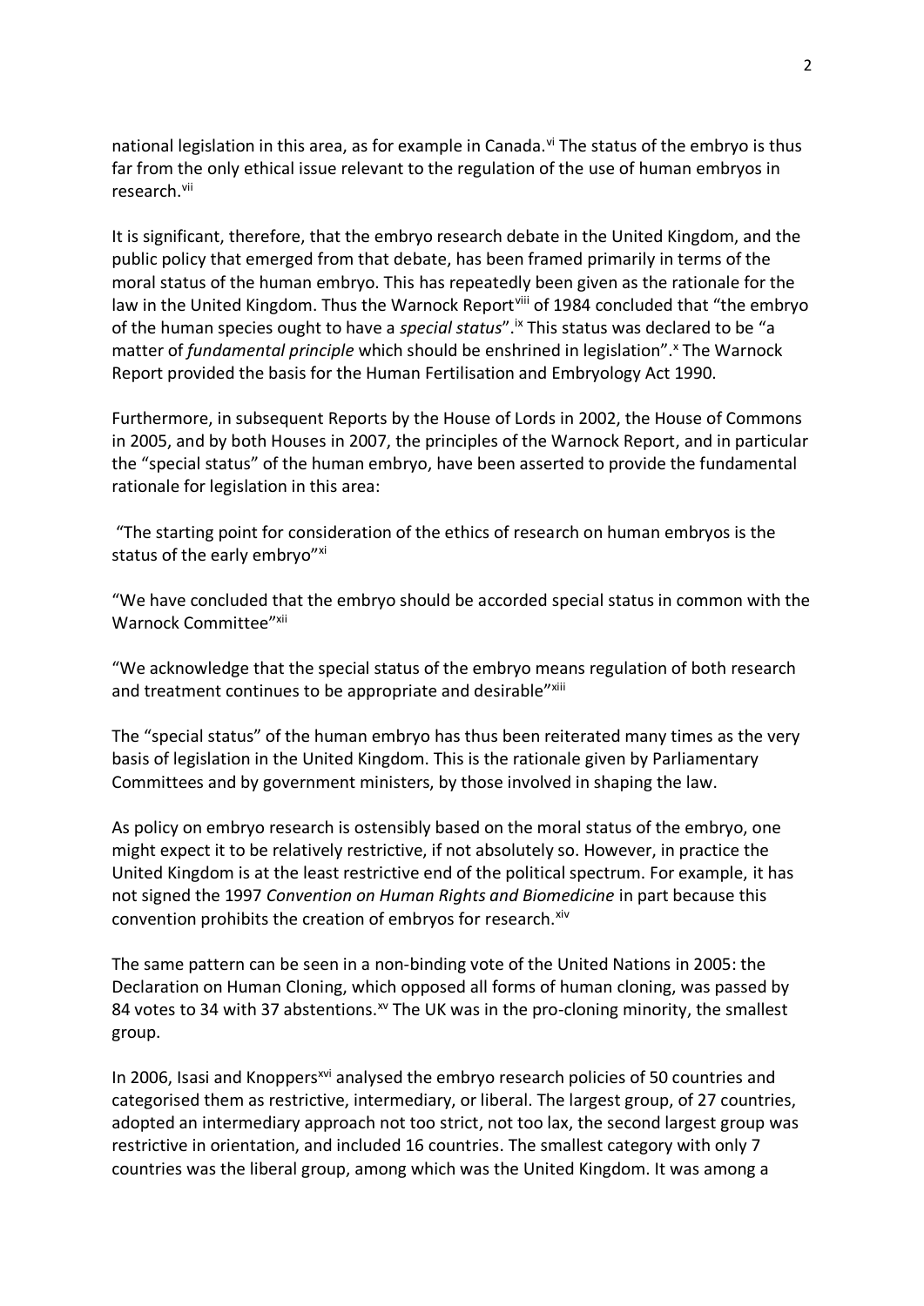national legislation in this area, as for example in Canada.[vi] The status of the embryo is thus far from the only ethical issue relevant to the regulation of the use of human embryos in research.[vii]

It is significant, therefore, that the embryo research debate in the United Kingdom, and the public policy that emerged from that debate, has been framed primarily in terms of the moral status of the human embryo. This has repeatedly been given as the rationale for the law in the United Kingdom. Thus the Warnock Report[viii] of 1984 concluded that "the embryo of the human species ought to have a *special status*".[ix] This status was declared to be "a matter of *fundamental principle* which should be enshrined in legislation".[x] The Warnock Report provided the basis for the Human Fertilisation and Embryology Act 1990.

Furthermore, in subsequent Reports by the House of Lords in 2002, the House of Commons in 2005, and by both Houses in 2007, the principles of the Warnock Report, and in particular the "special status" of the human embryo, have been asserted to provide the fundamental rationale for legislation in this area:

"The starting point for consideration of the ethics of research on human embryos is the status of the early embryo"[xi]

"We have concluded that the embryo should be accorded special status in common with the Warnock Committee"[xii]

"We acknowledge that the special status of the embryo means regulation of both research and treatment continues to be appropriate and desirable"[xiii]

The "special status" of the human embryo has thus been reiterated many times as the very basis of legislation in the United Kingdom. This is the rationale given by Parliamentary Committees and by government ministers, by those involved in shaping the law.

As policy on embryo research is ostensibly based on the moral status of the embryo, one might expect it to be relatively restrictive, if not absolutely so. However, in practice the United Kingdom is at the least restrictive end of the political spectrum. For example, it has not signed the 1997 *Convention on Human Rights and Biomedicine* in part because this convention prohibits the creation of embryos for research.[xiv]

The same pattern can be seen in a non-binding vote of the United Nations in 2005: the Declaration on Human Cloning, which opposed all forms of human cloning, was passed by 84 votes to 34 with 37 abstentions.[xv] The UK was in the pro-cloning minority, the smallest group.

In 2006, Isasi and Knoppers[xvi] analysed the embryo research policies of 50 countries and categorised them as restrictive, intermediary, or liberal. The largest group, of 27 countries, adopted an intermediary approach not too strict, not too lax, the second largest group was restrictive in orientation, and included 16 countries. The smallest category with only 7 countries was the liberal group, among which was the United Kingdom. It was among a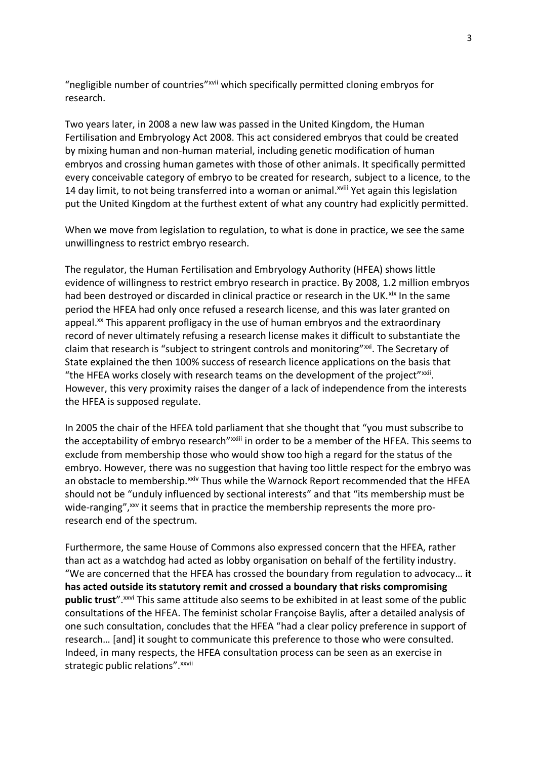"negligible number of countries"[xvii] which specifically permitted cloning embryos for research.

Two years later, in 2008 a new law was passed in the United Kingdom, the Human Fertilisation and Embryology Act 2008. This act considered embryos that could be created by mixing human and non-human material, including genetic modification of human embryos and crossing human gametes with those of other animals. It specifically permitted every conceivable category of embryo to be created for research, subject to a licence, to the 14 day limit, to not being transferred into a woman or animal.[xviii] Yet again this legislation put the United Kingdom at the furthest extent of what any country had explicitly permitted.

When we move from legislation to regulation, to what is done in practice, we see the same unwillingness to restrict embryo research.

The regulator, the Human Fertilisation and Embryology Authority (HFEA) shows little evidence of willingness to restrict embryo research in practice. By 2008, 1.2 million embryos had been destroyed or discarded in clinical practice or research in the UK.[xix] In the same period the HFEA had only once refused a research license, and this was later granted on appeal.[xx] This apparent profligacy in the use of human embryos and the extraordinary record of never ultimately refusing a research license makes it difficult to substantiate the claim that research is "subject to stringent controls and monitoring"[xxi]. The Secretary of State explained the then 100% success of research licence applications on the basis that "the HFEA works closely with research teams on the development of the project"[xxii]. However, this very proximity raises the danger of a lack of independence from the interests the HFEA is supposed regulate.

In 2005 the chair of the HFEA told parliament that she thought that "you must subscribe to the acceptability of embryo research"[xxiii] in order to be a member of the HFEA. This seems to exclude from membership those who would show too high a regard for the status of the embryo. However, there was no suggestion that having too little respect for the embryo was an obstacle to membership.[xxiv] Thus while the Warnock Report recommended that the HFEA should not be "unduly influenced by sectional interests" and that "its membership must be wide-ranging",[xxv] it seems that in practice the membership represents the more pro-research end of the spectrum.

Furthermore, the same House of Commons also expressed concern that the HFEA, rather than act as a watchdog had acted as lobby organisation on behalf of the fertility industry. "We are concerned that the HFEA has crossed the boundary from regulation to advocacy… **it has acted outside its statutory remit and crossed a boundary that risks compromising public trust**".[xxvi] This same attitude also seems to be exhibited in at least some of the public consultations of the HFEA. The feminist scholar Françoise Baylis, after a detailed analysis of one such consultation, concludes that the HFEA "had a clear policy preference in support of research… [and] it sought to communicate this preference to those who were consulted. Indeed, in many respects, the HFEA consultation process can be seen as an exercise in strategic public relations".[xxvii]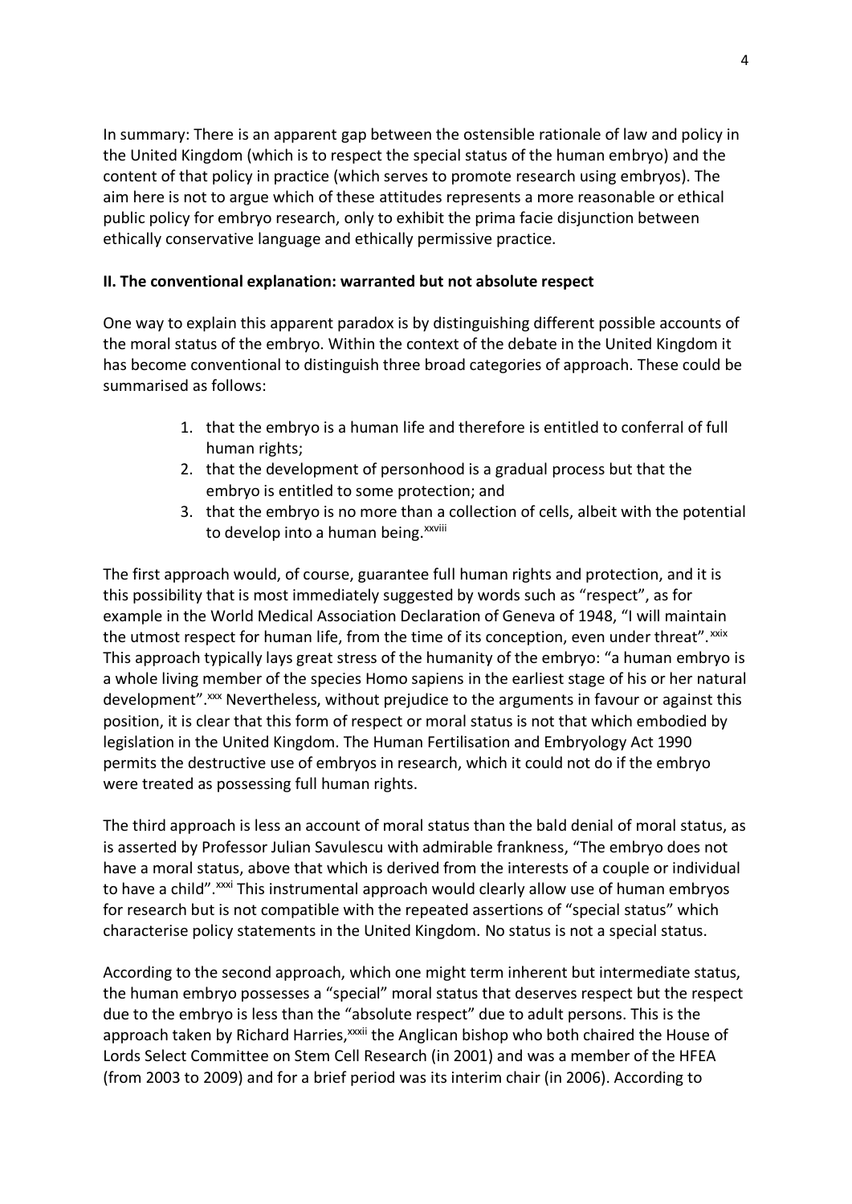In summary: There is an apparent gap between the ostensible rationale of law and policy in the United Kingdom (which is to respect the special status of the human embryo) and the content of that policy in practice (which serves to promote research using embryos). The aim here is not to argue which of these attitudes represents a more reasonable or ethical public policy for embryo research, only to exhibit the prima facie disjunction between ethically conservative language and ethically permissive practice.

**II. The conventional explanation: warranted but not absolute respect**

One way to explain this apparent paradox is by distinguishing different possible accounts of the moral status of the embryo. Within the context of the debate in the United Kingdom it has become conventional to distinguish three broad categories of approach. These could be summarised as follows:

1. that the embryo is a human life and therefore is entitled to conferral of full human rights;
2. that the development of personhood is a gradual process but that the embryo is entitled to some protection; and
3. that the embryo is no more than a collection of cells, albeit with the potential to develop into a human being.[xxviii]

The first approach would, of course, guarantee full human rights and protection, and it is this possibility that is most immediately suggested by words such as "respect", as for example in the World Medical Association Declaration of Geneva of 1948, "I will maintain the utmost respect for human life, from the time of its conception, even under threat".[xxix] This approach typically lays great stress of the humanity of the embryo: "a human embryo is a whole living member of the species Homo sapiens in the earliest stage of his or her natural development".[xxx] Nevertheless, without prejudice to the arguments in favour or against this position, it is clear that this form of respect or moral status is not that which embodied by legislation in the United Kingdom. The Human Fertilisation and Embryology Act 1990 permits the destructive use of embryos in research, which it could not do if the embryo were treated as possessing full human rights.

The third approach is less an account of moral status than the bald denial of moral status, as is asserted by Professor Julian Savulescu with admirable frankness, "The embryo does not have a moral status, above that which is derived from the interests of a couple or individual to have a child".[xxxi] This instrumental approach would clearly allow use of human embryos for research but is not compatible with the repeated assertions of "special status" which characterise policy statements in the United Kingdom. No status is not a special status.

According to the second approach, which one might term inherent but intermediate status, the human embryo possesses a "special" moral status that deserves respect but the respect due to the embryo is less than the "absolute respect" due to adult persons. This is the approach taken by Richard Harries,[xxxii] the Anglican bishop who both chaired the House of Lords Select Committee on Stem Cell Research (in 2001) and was a member of the HFEA (from 2003 to 2009) and for a brief period was its interim chair (in 2006). According to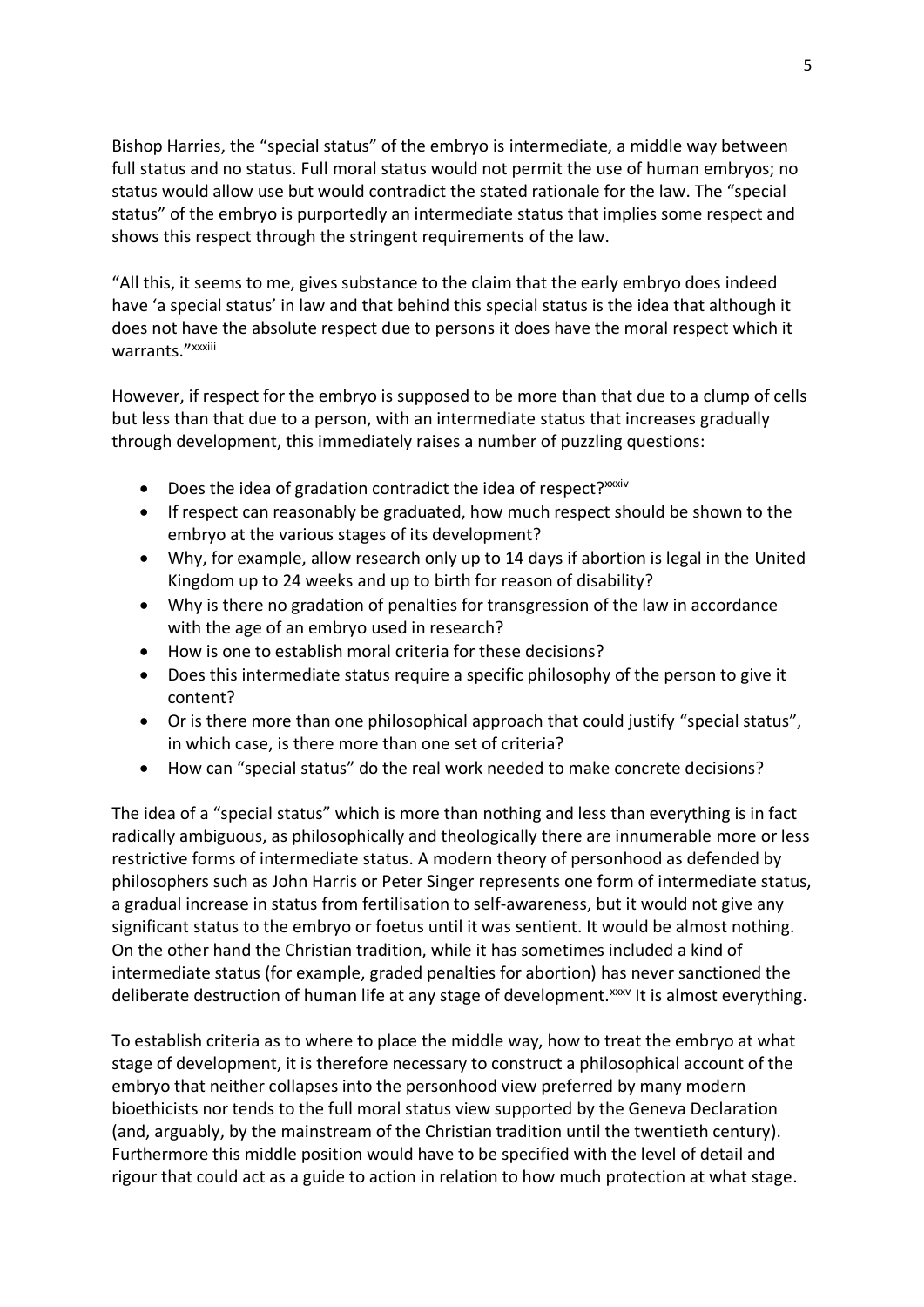Bishop Harries, the "special status" of the embryo is intermediate, a middle way between full status and no status. Full moral status would not permit the use of human embryos; no status would allow use but would contradict the stated rationale for the law. The "special status" of the embryo is purportedly an intermediate status that implies some respect and shows this respect through the stringent requirements of the law.

"All this, it seems to me, gives substance to the claim that the early embryo does indeed have 'a special status' in law and that behind this special status is the idea that although it does not have the absolute respect due to persons it does have the moral respect which it warrants."[xxxiii]

However, if respect for the embryo is supposed to be more than that due to a clump of cells but less than that due to a person, with an intermediate status that increases gradually through development, this immediately raises a number of puzzling questions:

- Does the idea of gradation contradict the idea of respect?[xxxiv]
- If respect can reasonably be graduated, how much respect should be shown to the embryo at the various stages of its development?
- Why, for example, allow research only up to 14 days if abortion is legal in the United Kingdom up to 24 weeks and up to birth for reason of disability?
- Why is there no gradation of penalties for transgression of the law in accordance with the age of an embryo used in research?
- How is one to establish moral criteria for these decisions?
- Does this intermediate status require a specific philosophy of the person to give it content?
- Or is there more than one philosophical approach that could justify "special status", in which case, is there more than one set of criteria?
- How can "special status" do the real work needed to make concrete decisions?

The idea of a "special status" which is more than nothing and less than everything is in fact radically ambiguous, as philosophically and theologically there are innumerable more or less restrictive forms of intermediate status. A modern theory of personhood as defended by philosophers such as John Harris or Peter Singer represents one form of intermediate status, a gradual increase in status from fertilisation to self-awareness, but it would not give any significant status to the embryo or foetus until it was sentient. It would be almost nothing. On the other hand the Christian tradition, while it has sometimes included a kind of intermediate status (for example, graded penalties for abortion) has never sanctioned the deliberate destruction of human life at any stage of development.[xxxv] It is almost everything.

To establish criteria as to where to place the middle way, how to treat the embryo at what stage of development, it is therefore necessary to construct a philosophical account of the embryo that neither collapses into the personhood view preferred by many modern bioethicists nor tends to the full moral status view supported by the Geneva Declaration (and, arguably, by the mainstream of the Christian tradition until the twentieth century). Furthermore this middle position would have to be specified with the level of detail and rigour that could act as a guide to action in relation to how much protection at what stage.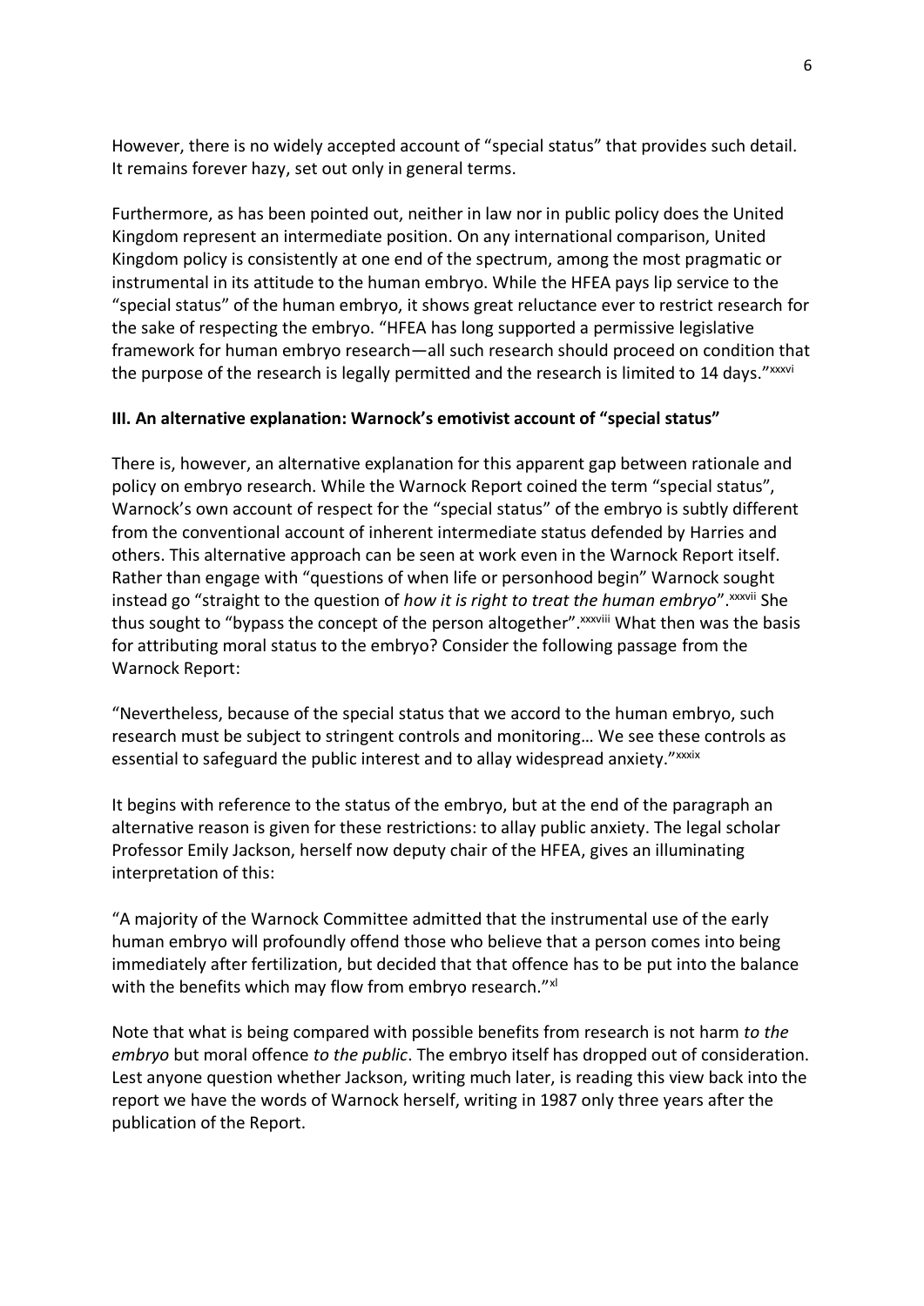However, there is no widely accepted account of "special status" that provides such detail. It remains forever hazy, set out only in general terms.

Furthermore, as has been pointed out, neither in law nor in public policy does the United Kingdom represent an intermediate position. On any international comparison, United Kingdom policy is consistently at one end of the spectrum, among the most pragmatic or instrumental in its attitude to the human embryo. While the HFEA pays lip service to the "special status" of the human embryo, it shows great reluctance ever to restrict research for the sake of respecting the embryo. "HFEA has long supported a permissive legislative framework for human embryo research—all such research should proceed on condition that the purpose of the research is legally permitted and the research is limited to 14 days."[xxxvi]

**III. An alternative explanation: Warnock's emotivist account of "special status"**

There is, however, an alternative explanation for this apparent gap between rationale and policy on embryo research. While the Warnock Report coined the term "special status", Warnock's own account of respect for the "special status" of the embryo is subtly different from the conventional account of inherent intermediate status defended by Harries and others. This alternative approach can be seen at work even in the Warnock Report itself. Rather than engage with "questions of when life or personhood begin" Warnock sought instead go "straight to the question of *how it is right to treat the human embryo*".[xxxvii] She thus sought to "bypass the concept of the person altogether".[xxxviii] What then was the basis for attributing moral status to the embryo? Consider the following passage from the Warnock Report:

"Nevertheless, because of the special status that we accord to the human embryo, such research must be subject to stringent controls and monitoring… We see these controls as essential to safeguard the public interest and to allay widespread anxiety."[xxxix]

It begins with reference to the status of the embryo, but at the end of the paragraph an alternative reason is given for these restrictions: to allay public anxiety. The legal scholar Professor Emily Jackson, herself now deputy chair of the HFEA, gives an illuminating interpretation of this:

"A majority of the Warnock Committee admitted that the instrumental use of the early human embryo will profoundly offend those who believe that a person comes into being immediately after fertilization, but decided that that offence has to be put into the balance with the benefits which may flow from embryo research."[xl]

Note that what is being compared with possible benefits from research is not harm *to the embryo* but moral offence *to the public*. The embryo itself has dropped out of consideration. Lest anyone question whether Jackson, writing much later, is reading this view back into the report we have the words of Warnock herself, writing in 1987 only three years after the publication of the Report.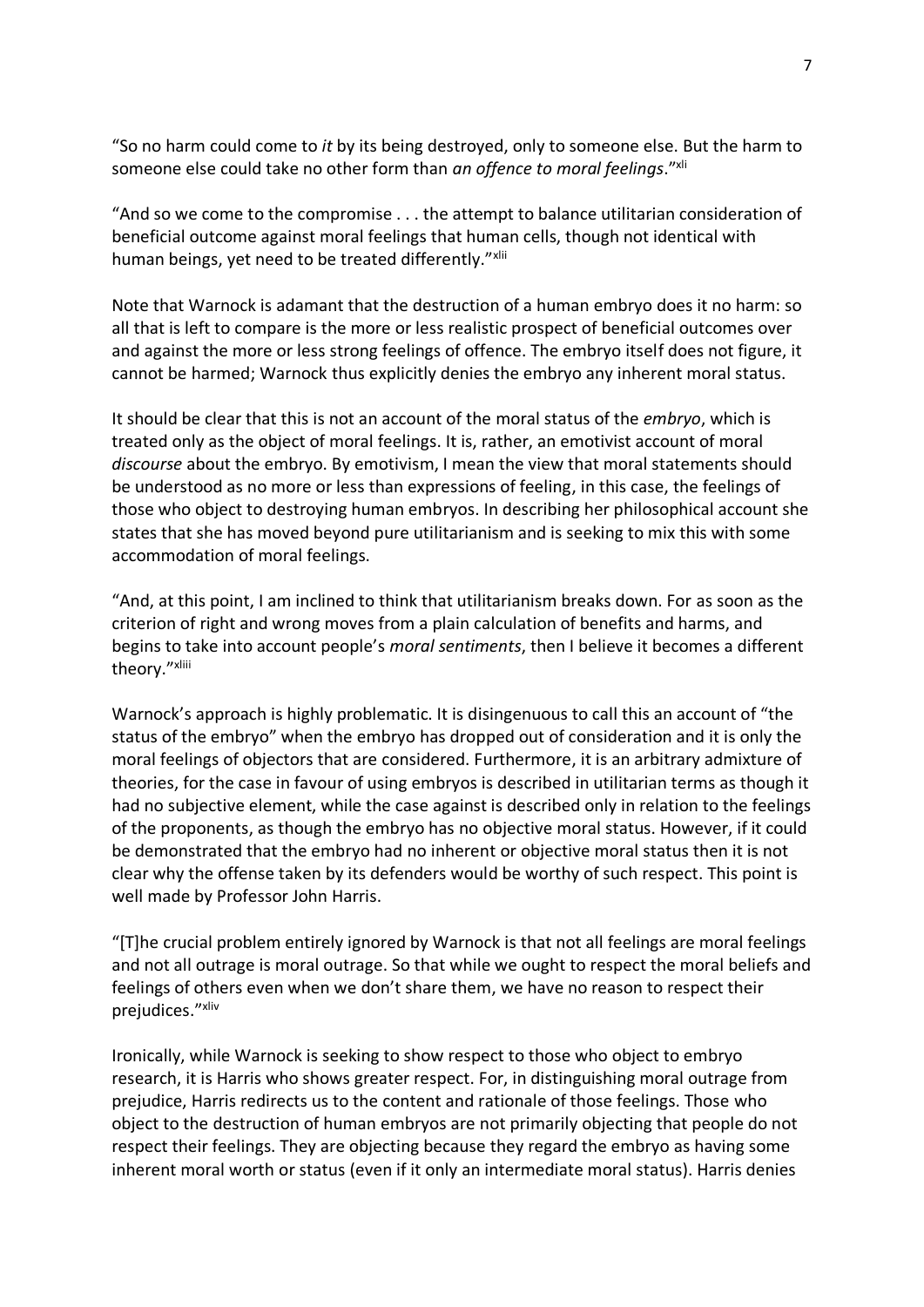"So no harm could come to *it* by its being destroyed, only to someone else. But the harm to someone else could take no other form than *an offence to moral feelings*."[xli]

"And so we come to the compromise . . . the attempt to balance utilitarian consideration of beneficial outcome against moral feelings that human cells, though not identical with human beings, yet need to be treated differently."[xlii]

Note that Warnock is adamant that the destruction of a human embryo does it no harm: so all that is left to compare is the more or less realistic prospect of beneficial outcomes over and against the more or less strong feelings of offence. The embryo itself does not figure, it cannot be harmed; Warnock thus explicitly denies the embryo any inherent moral status.

It should be clear that this is not an account of the moral status of the *embryo*, which is treated only as the object of moral feelings. It is, rather, an emotivist account of moral *discourse* about the embryo. By emotivism, I mean the view that moral statements should be understood as no more or less than expressions of feeling, in this case, the feelings of those who object to destroying human embryos. In describing her philosophical account she states that she has moved beyond pure utilitarianism and is seeking to mix this with some accommodation of moral feelings.

"And, at this point, I am inclined to think that utilitarianism breaks down. For as soon as the criterion of right and wrong moves from a plain calculation of benefits and harms, and begins to take into account people's *moral sentiments*, then I believe it becomes a different theory."[xliii]

Warnock's approach is highly problematic. It is disingenuous to call this an account of "the status of the embryo" when the embryo has dropped out of consideration and it is only the moral feelings of objectors that are considered. Furthermore, it is an arbitrary admixture of theories, for the case in favour of using embryos is described in utilitarian terms as though it had no subjective element, while the case against is described only in relation to the feelings of the proponents, as though the embryo has no objective moral status. However, if it could be demonstrated that the embryo had no inherent or objective moral status then it is not clear why the offense taken by its defenders would be worthy of such respect. This point is well made by Professor John Harris.

"[T]he crucial problem entirely ignored by Warnock is that not all feelings are moral feelings and not all outrage is moral outrage. So that while we ought to respect the moral beliefs and feelings of others even when we don't share them, we have no reason to respect their prejudices."[xliv]

Ironically, while Warnock is seeking to show respect to those who object to embryo research, it is Harris who shows greater respect. For, in distinguishing moral outrage from prejudice, Harris redirects us to the content and rationale of those feelings. Those who object to the destruction of human embryos are not primarily objecting that people do not respect their feelings. They are objecting because they regard the embryo as having some inherent moral worth or status (even if it only an intermediate moral status). Harris denies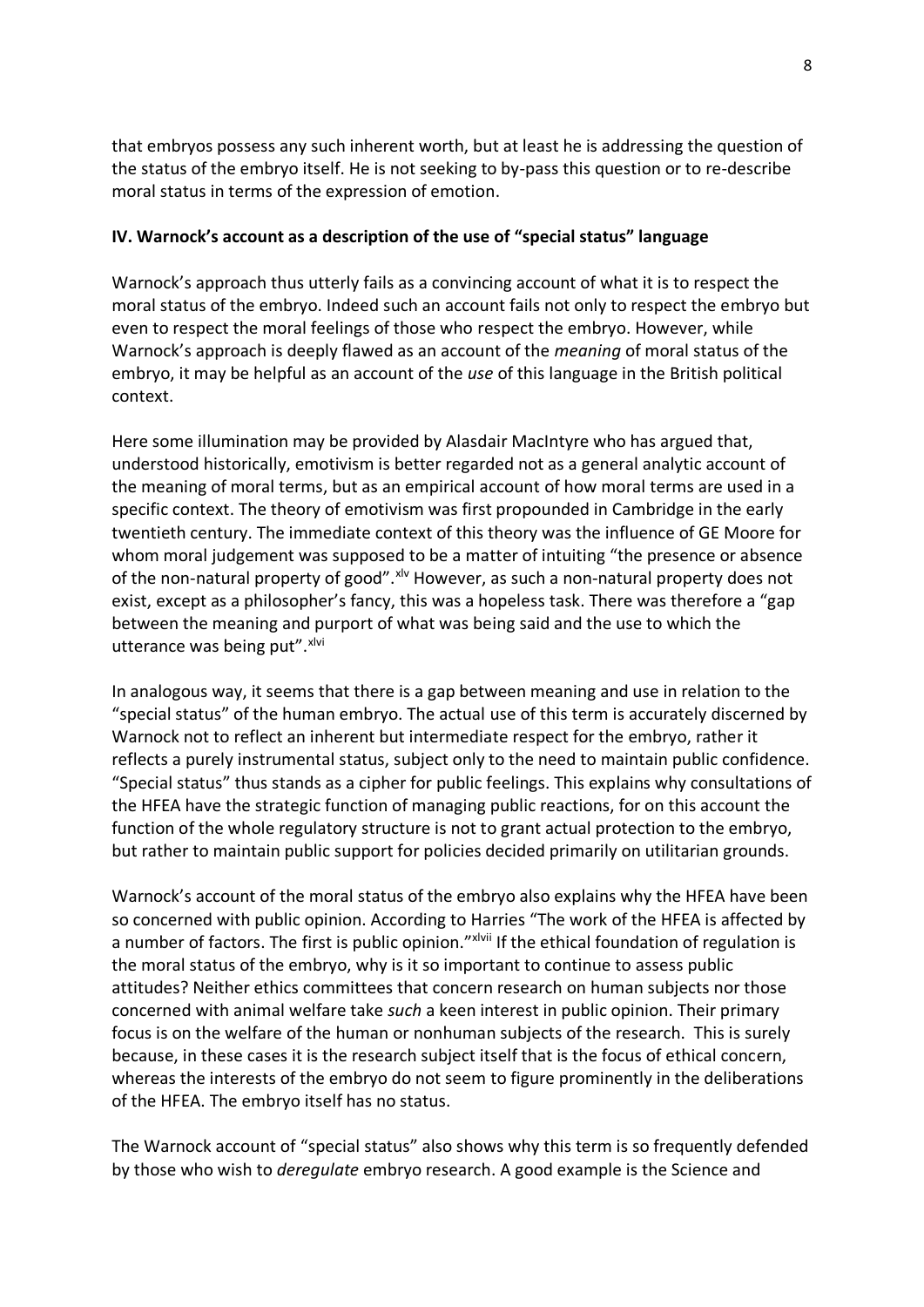that embryos possess any such inherent worth, but at least he is addressing the question of the status of the embryo itself. He is not seeking to by-pass this question or to re-describe moral status in terms of the expression of emotion.

## IV. Warnock's account as a description of the use of "special status" language

Warnock's approach thus utterly fails as a convincing account of what it is to respect the moral status of the embryo. Indeed such an account fails not only to respect the embryo but even to respect the moral feelings of those who respect the embryo. However, while Warnock's approach is deeply flawed as an account of the *meaning* of moral status of the embryo, it may be helpful as an account of the *use* of this language in the British political context.

Here some illumination may be provided by Alasdair MacIntyre who has argued that, understood historically, emotivism is better regarded not as a general analytic account of the meaning of moral terms, but as an empirical account of how moral terms are used in a specific context. The theory of emotivism was first propounded in Cambridge in the early twentieth century. The immediate context of this theory was the influence of GE Moore for whom moral judgement was supposed to be a matter of intuiting "the presence or absence of the non-natural property of good".[xlv] However, as such a non-natural property does not exist, except as a philosopher's fancy, this was a hopeless task. There was therefore a "gap between the meaning and purport of what was being said and the use to which the utterance was being put".[xlvi]

In analogous way, it seems that there is a gap between meaning and use in relation to the "special status" of the human embryo. The actual use of this term is accurately discerned by Warnock not to reflect an inherent but intermediate respect for the embryo, rather it reflects a purely instrumental status, subject only to the need to maintain public confidence. "Special status" thus stands as a cipher for public feelings. This explains why consultations of the HFEA have the strategic function of managing public reactions, for on this account the function of the whole regulatory structure is not to grant actual protection to the embryo, but rather to maintain public support for policies decided primarily on utilitarian grounds.

Warnock's account of the moral status of the embryo also explains why the HFEA have been so concerned with public opinion. According to Harries "The work of the HFEA is affected by a number of factors. The first is public opinion."[xlvii] If the ethical foundation of regulation is the moral status of the embryo, why is it so important to continue to assess public attitudes? Neither ethics committees that concern research on human subjects nor those concerned with animal welfare take *such* a keen interest in public opinion. Their primary focus is on the welfare of the human or nonhuman subjects of the research. This is surely because, in these cases it is the research subject itself that is the focus of ethical concern, whereas the interests of the embryo do not seem to figure prominently in the deliberations of the HFEA. The embryo itself has no status.

The Warnock account of "special status" also shows why this term is so frequently defended by those who wish to *deregulate* embryo research. A good example is the Science and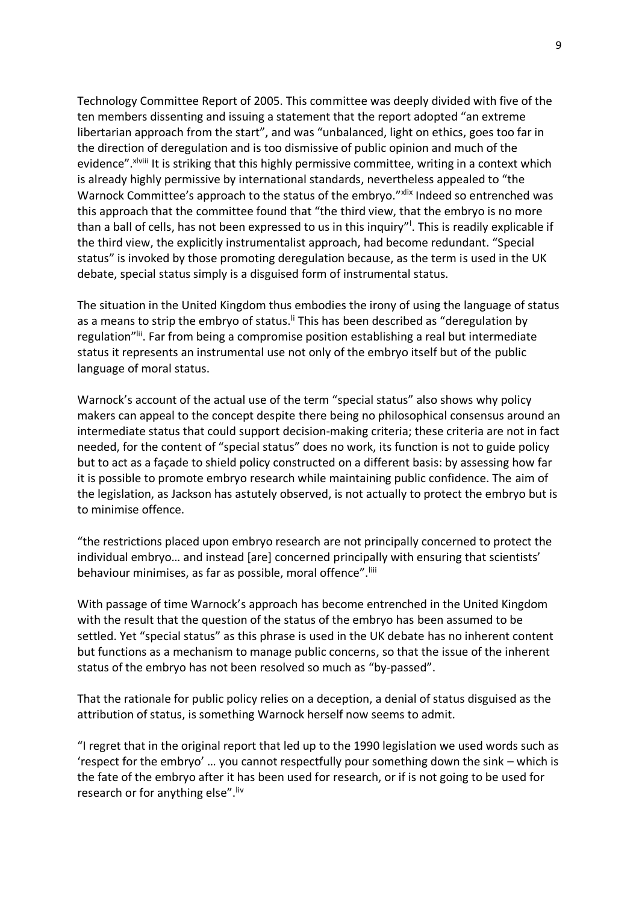Technology Committee Report of 2005. This committee was deeply divided with five of the ten members dissenting and issuing a statement that the report adopted "an extreme libertarian approach from the start", and was "unbalanced, light on ethics, goes too far in the direction of deregulation and is too dismissive of public opinion and much of the evidence".[xlviii] It is striking that this highly permissive committee, writing in a context which is already highly permissive by international standards, nevertheless appealed to "the Warnock Committee's approach to the status of the embryo."[xlix] Indeed so entrenched was this approach that the committee found that "the third view, that the embryo is no more than a ball of cells, has not been expressed to us in this inquiry"[l]. This is readily explicable if the third view, the explicitly instrumentalist approach, had become redundant. "Special status" is invoked by those promoting deregulation because, as the term is used in the UK debate, special status simply is a disguised form of instrumental status.

The situation in the United Kingdom thus embodies the irony of using the language of status as a means to strip the embryo of status.[li] This has been described as "deregulation by regulation"[lii]. Far from being a compromise position establishing a real but intermediate status it represents an instrumental use not only of the embryo itself but of the public language of moral status.

Warnock's account of the actual use of the term "special status" also shows why policy makers can appeal to the concept despite there being no philosophical consensus around an intermediate status that could support decision-making criteria; these criteria are not in fact needed, for the content of "special status" does no work, its function is not to guide policy but to act as a façade to shield policy constructed on a different basis: by assessing how far it is possible to promote embryo research while maintaining public confidence. The aim of the legislation, as Jackson has astutely observed, is not actually to protect the embryo but is to minimise offence.

"the restrictions placed upon embryo research are not principally concerned to protect the individual embryo… and instead [are] concerned principally with ensuring that scientists' behaviour minimises, as far as possible, moral offence".[liii]

With passage of time Warnock's approach has become entrenched in the United Kingdom with the result that the question of the status of the embryo has been assumed to be settled. Yet "special status" as this phrase is used in the UK debate has no inherent content but functions as a mechanism to manage public concerns, so that the issue of the inherent status of the embryo has not been resolved so much as "by-passed".

That the rationale for public policy relies on a deception, a denial of status disguised as the attribution of status, is something Warnock herself now seems to admit.

"I regret that in the original report that led up to the 1990 legislation we used words such as 'respect for the embryo' … you cannot respectfully pour something down the sink – which is the fate of the embryo after it has been used for research, or if is not going to be used for research or for anything else".[liv]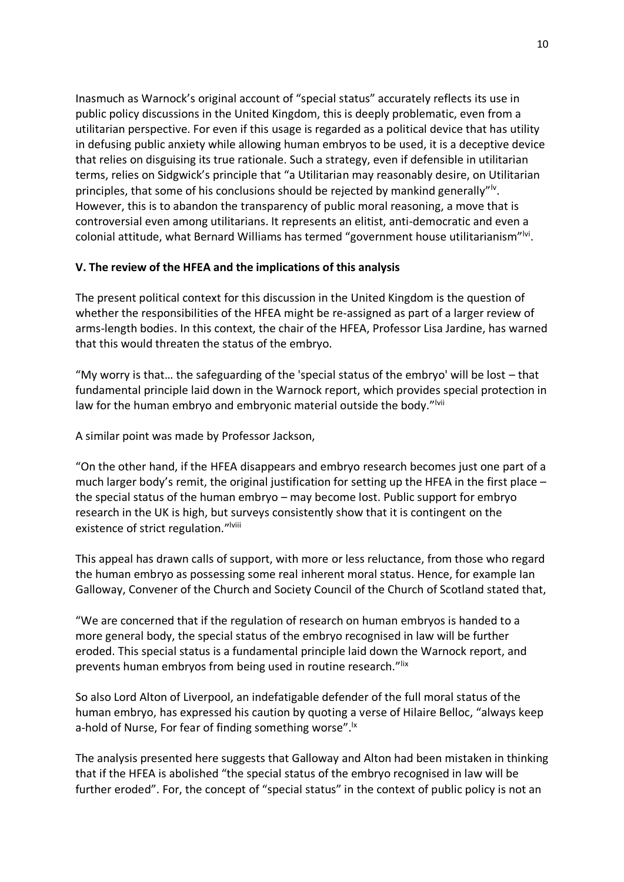Inasmuch as Warnock's original account of "special status" accurately reflects its use in public policy discussions in the United Kingdom, this is deeply problematic, even from a utilitarian perspective. For even if this usage is regarded as a political device that has utility in defusing public anxiety while allowing human embryos to be used, it is a deceptive device that relies on disguising its true rationale. Such a strategy, even if defensible in utilitarian terms, relies on Sidgwick's principle that "a Utilitarian may reasonably desire, on Utilitarian principles, that some of his conclusions should be rejected by mankind generally"[lv]. However, this is to abandon the transparency of public moral reasoning, a move that is controversial even among utilitarians. It represents an elitist, anti-democratic and even a colonial attitude, what Bernard Williams has termed "government house utilitarianism"[lvi].

### V. The review of the HFEA and the implications of this analysis

The present political context for this discussion in the United Kingdom is the question of whether the responsibilities of the HFEA might be re-assigned as part of a larger review of arms-length bodies. In this context, the chair of the HFEA, Professor Lisa Jardine, has warned that this would threaten the status of the embryo.

"My worry is that… the safeguarding of the 'special status of the embryo' will be lost – that fundamental principle laid down in the Warnock report, which provides special protection in law for the human embryo and embryonic material outside the body."[lvii]

A similar point was made by Professor Jackson,

"On the other hand, if the HFEA disappears and embryo research becomes just one part of a much larger body's remit, the original justification for setting up the HFEA in the first place – the special status of the human embryo – may become lost. Public support for embryo research in the UK is high, but surveys consistently show that it is contingent on the existence of strict regulation."[lviii]

This appeal has drawn calls of support, with more or less reluctance, from those who regard the human embryo as possessing some real inherent moral status. Hence, for example Ian Galloway, Convener of the Church and Society Council of the Church of Scotland stated that,

"We are concerned that if the regulation of research on human embryos is handed to a more general body, the special status of the embryo recognised in law will be further eroded. This special status is a fundamental principle laid down the Warnock report, and prevents human embryos from being used in routine research."[lix]

So also Lord Alton of Liverpool, an indefatigable defender of the full moral status of the human embryo, has expressed his caution by quoting a verse of Hilaire Belloc, "always keep a-hold of Nurse, For fear of finding something worse".[lx]

The analysis presented here suggests that Galloway and Alton had been mistaken in thinking that if the HFEA is abolished "the special status of the embryo recognised in law will be further eroded". For, the concept of "special status" in the context of public policy is not an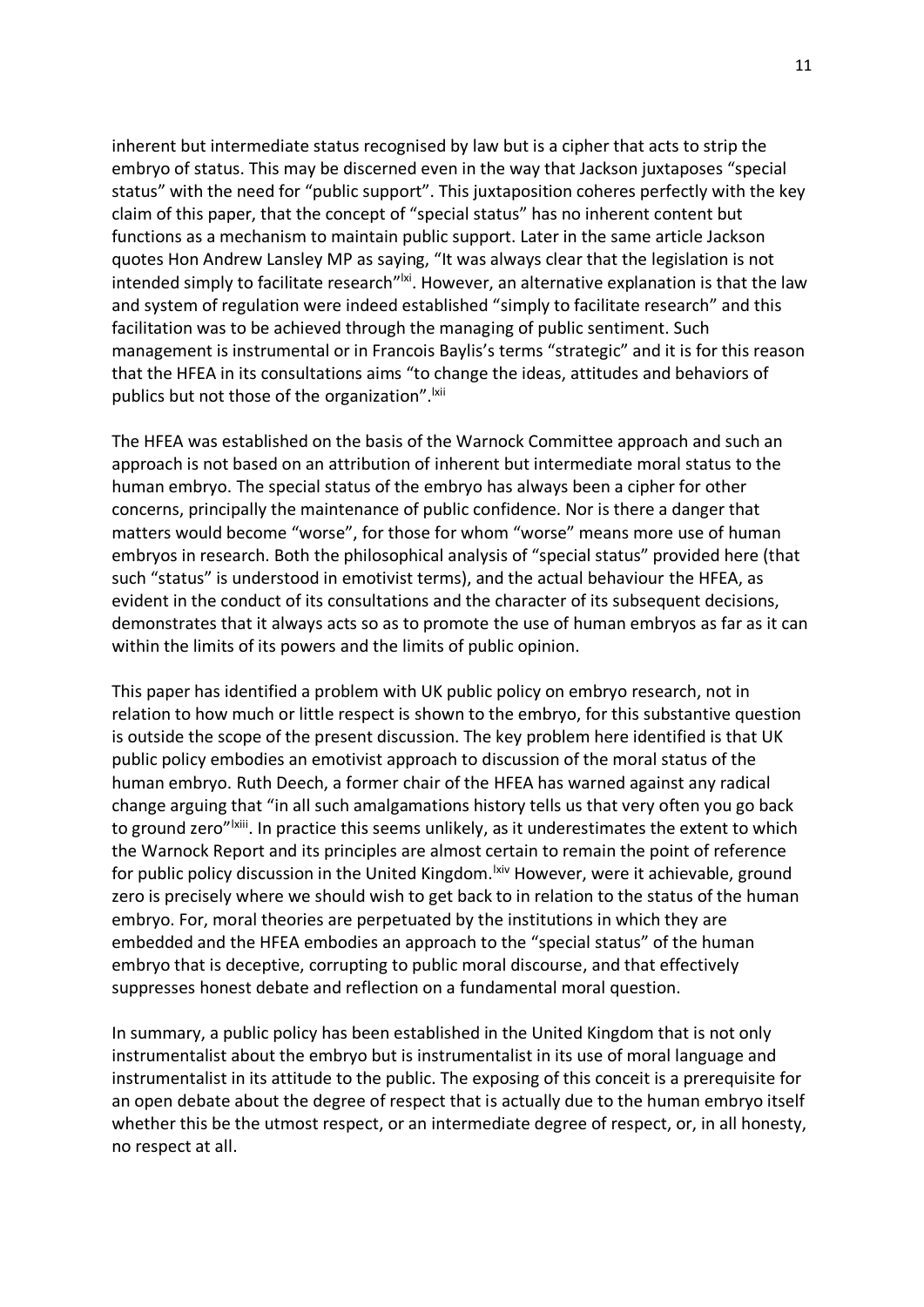inherent but intermediate status recognised by law but is a cipher that acts to strip the embryo of status. This may be discerned even in the way that Jackson juxtaposes "special status" with the need for "public support". This juxtaposition coheres perfectly with the key claim of this paper, that the concept of "special status" has no inherent content but functions as a mechanism to maintain public support. Later in the same article Jackson quotes Hon Andrew Lansley MP as saying, "It was always clear that the legislation is not intended simply to facilitate research"[lxi]. However, an alternative explanation is that the law and system of regulation were indeed established "simply to facilitate research" and this facilitation was to be achieved through the managing of public sentiment. Such management is instrumental or in Francois Baylis's terms "strategic" and it is for this reason that the HFEA in its consultations aims "to change the ideas, attitudes and behaviors of publics but not those of the organization".[lxii]

The HFEA was established on the basis of the Warnock Committee approach and such an approach is not based on an attribution of inherent but intermediate moral status to the human embryo. The special status of the embryo has always been a cipher for other concerns, principally the maintenance of public confidence. Nor is there a danger that matters would become "worse", for those for whom "worse" means more use of human embryos in research. Both the philosophical analysis of "special status" provided here (that such "status" is understood in emotivist terms), and the actual behaviour the HFEA, as evident in the conduct of its consultations and the character of its subsequent decisions, demonstrates that it always acts so as to promote the use of human embryos as far as it can within the limits of its powers and the limits of public opinion.

This paper has identified a problem with UK public policy on embryo research, not in relation to how much or little respect is shown to the embryo, for this substantive question is outside the scope of the present discussion. The key problem here identified is that UK public policy embodies an emotivist approach to discussion of the moral status of the human embryo. Ruth Deech, a former chair of the HFEA has warned against any radical change arguing that "in all such amalgamations history tells us that very often you go back to ground zero"[lxiii]. In practice this seems unlikely, as it underestimates the extent to which the Warnock Report and its principles are almost certain to remain the point of reference for public policy discussion in the United Kingdom.[lxiv] However, were it achievable, ground zero is precisely where we should wish to get back to in relation to the status of the human embryo. For, moral theories are perpetuated by the institutions in which they are embedded and the HFEA embodies an approach to the "special status" of the human embryo that is deceptive, corrupting to public moral discourse, and that effectively suppresses honest debate and reflection on a fundamental moral question.

In summary, a public policy has been established in the United Kingdom that is not only instrumentalist about the embryo but is instrumentalist in its use of moral language and instrumentalist in its attitude to the public. The exposing of this conceit is a prerequisite for an open debate about the degree of respect that is actually due to the human embryo itself whether this be the utmost respect, or an intermediate degree of respect, or, in all honesty, no respect at all.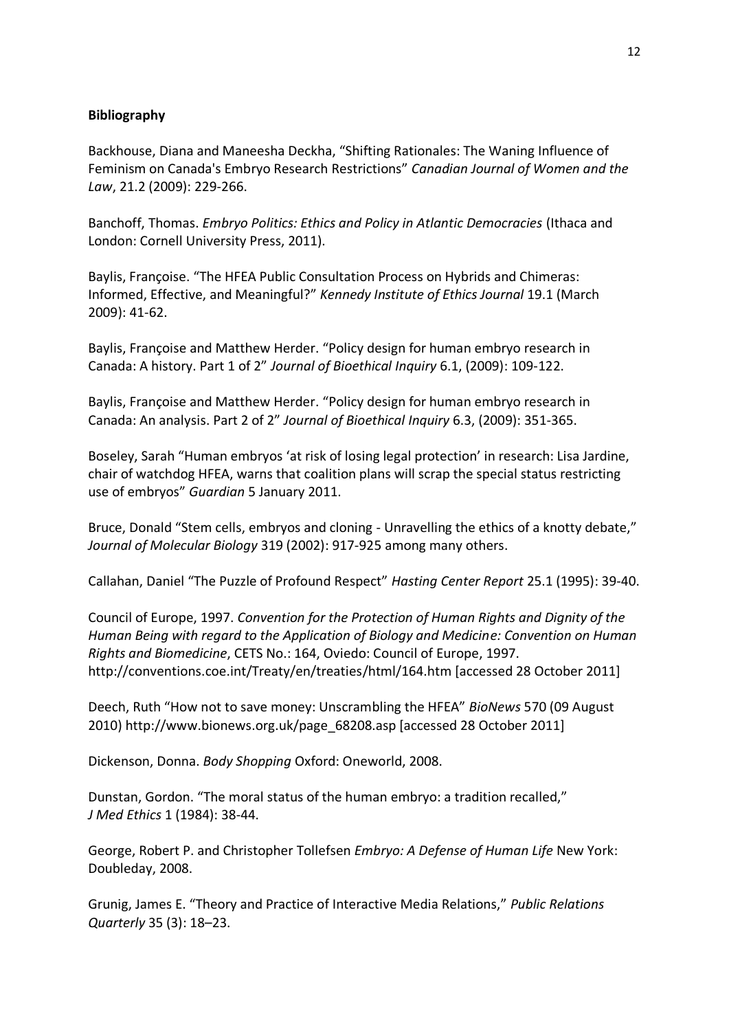**Bibliography**

Backhouse, Diana and Maneesha Deckha, "Shifting Rationales: The Waning Influence of Feminism on Canada's Embryo Research Restrictions" *Canadian Journal of Women and the Law*, 21.2 (2009): 229-266.

Banchoff, Thomas. *Embryo Politics: Ethics and Policy in Atlantic Democracies* (Ithaca and London: Cornell University Press, 2011).

Baylis, Françoise. "The HFEA Public Consultation Process on Hybrids and Chimeras: Informed, Effective, and Meaningful?" *Kennedy Institute of Ethics Journal* 19.1 (March 2009): 41-62.

Baylis, Françoise and Matthew Herder. "Policy design for human embryo research in Canada: A history. Part 1 of 2" *Journal of Bioethical Inquiry* 6.1, (2009): 109-122.

Baylis, Françoise and Matthew Herder. "Policy design for human embryo research in Canada: An analysis. Part 2 of 2" *Journal of Bioethical Inquiry* 6.3, (2009): 351-365.

Boseley, Sarah "Human embryos 'at risk of losing legal protection' in research: Lisa Jardine, chair of watchdog HFEA, warns that coalition plans will scrap the special status restricting use of embryos" *Guardian* 5 January 2011.

Bruce, Donald "Stem cells, embryos and cloning - Unravelling the ethics of a knotty debate," *Journal of Molecular Biology* 319 (2002): 917-925 among many others.

Callahan, Daniel "The Puzzle of Profound Respect" *Hasting Center Report* 25.1 (1995): 39-40.

Council of Europe, 1997. *Convention for the Protection of Human Rights and Dignity of the Human Being with regard to the Application of Biology and Medicine: Convention on Human Rights and Biomedicine*, CETS No.: 164, Oviedo: Council of Europe, 1997. http://conventions.coe.int/Treaty/en/treaties/html/164.htm [accessed 28 October 2011]

Deech, Ruth "How not to save money: Unscrambling the HFEA" *BioNews* 570 (09 August 2010) http://www.bionews.org.uk/page_68208.asp [accessed 28 October 2011]

Dickenson, Donna. *Body Shopping* Oxford: Oneworld, 2008.

Dunstan, Gordon. "The moral status of the human embryo: a tradition recalled," *J Med Ethics* 1 (1984): 38-44.

George, Robert P. and Christopher Tollefsen *Embryo: A Defense of Human Life* New York: Doubleday, 2008.

Grunig, James E. "Theory and Practice of Interactive Media Relations," *Public Relations Quarterly* 35 (3): 18–23.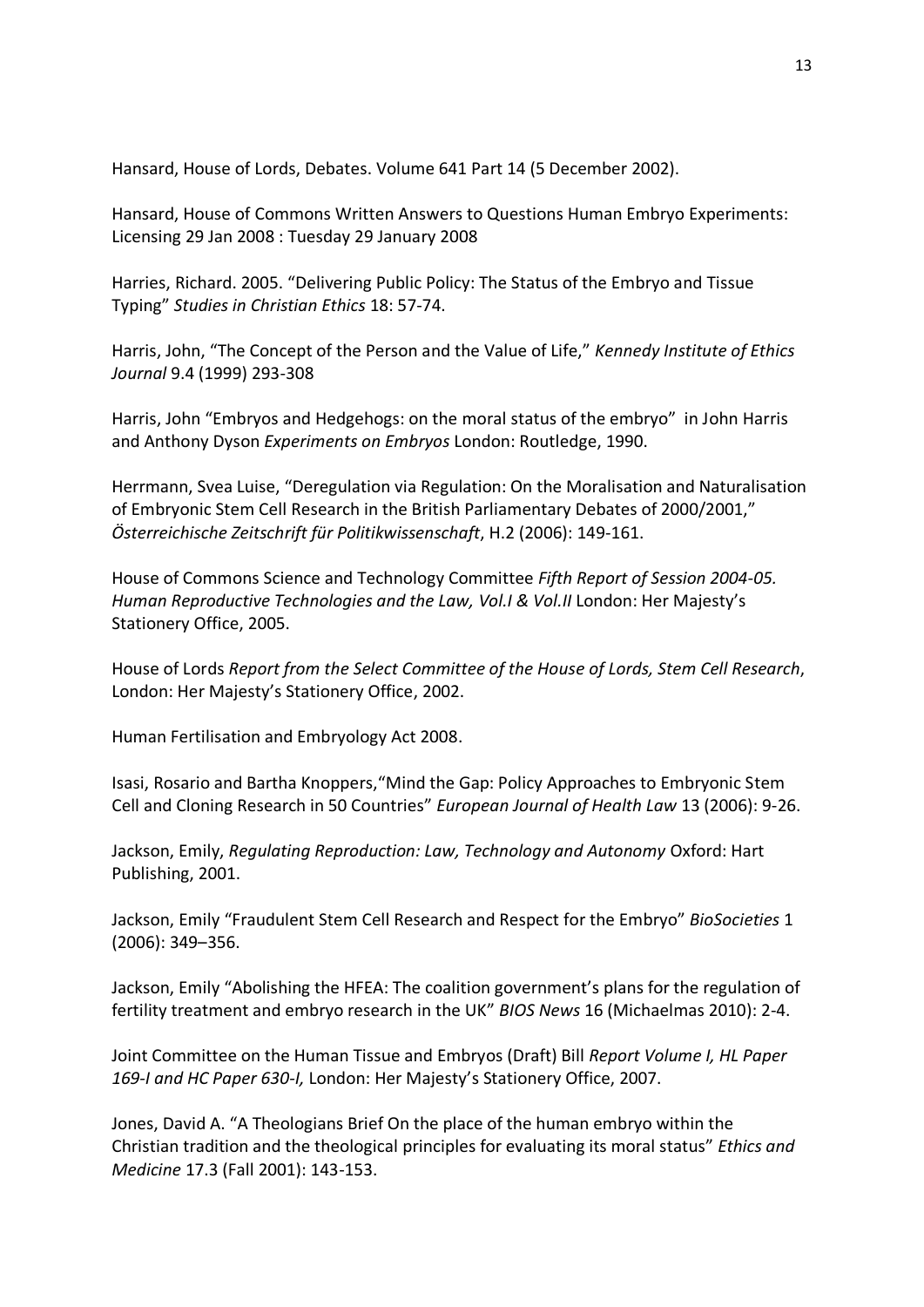Hansard, House of Lords, Debates. Volume 641 Part 14 (5 December 2002).

Hansard, House of Commons Written Answers to Questions Human Embryo Experiments: Licensing 29 Jan 2008 : Tuesday 29 January 2008

Harries, Richard. 2005. "Delivering Public Policy: The Status of the Embryo and Tissue Typing" *Studies in Christian Ethics* 18: 57-74.

Harris, John, "The Concept of the Person and the Value of Life," *Kennedy Institute of Ethics Journal* 9.4 (1999) 293-308

Harris, John "Embryos and Hedgehogs: on the moral status of the embryo" in John Harris and Anthony Dyson *Experiments on Embryos* London: Routledge, 1990.

Herrmann, Svea Luise, "Deregulation via Regulation: On the Moralisation and Naturalisation of Embryonic Stem Cell Research in the British Parliamentary Debates of 2000/2001," *Österreichische Zeitschrift für Politikwissenschaft*, H.2 (2006): 149-161.

House of Commons Science and Technology Committee *Fifth Report of Session 2004-05. Human Reproductive Technologies and the Law, Vol.I & Vol.II* London: Her Majesty's Stationery Office, 2005.

House of Lords *Report from the Select Committee of the House of Lords, Stem Cell Research*, London: Her Majesty's Stationery Office, 2002.

Human Fertilisation and Embryology Act 2008.

Isasi, Rosario and Bartha Knoppers,"Mind the Gap: Policy Approaches to Embryonic Stem Cell and Cloning Research in 50 Countries" *European Journal of Health Law* 13 (2006): 9-26.

Jackson, Emily, *Regulating Reproduction: Law, Technology and Autonomy* Oxford: Hart Publishing, 2001.

Jackson, Emily "Fraudulent Stem Cell Research and Respect for the Embryo" *BioSocieties* 1 (2006): 349–356.

Jackson, Emily "Abolishing the HFEA: The coalition government's plans for the regulation of fertility treatment and embryo research in the UK" *BIOS News* 16 (Michaelmas 2010): 2-4.

Joint Committee on the Human Tissue and Embryos (Draft) Bill *Report Volume I, HL Paper 169-I and HC Paper 630-I,* London: Her Majesty's Stationery Office, 2007.

Jones, David A. "A Theologians Brief On the place of the human embryo within the Christian tradition and the theological principles for evaluating its moral status" *Ethics and Medicine* 17.3 (Fall 2001): 143-153.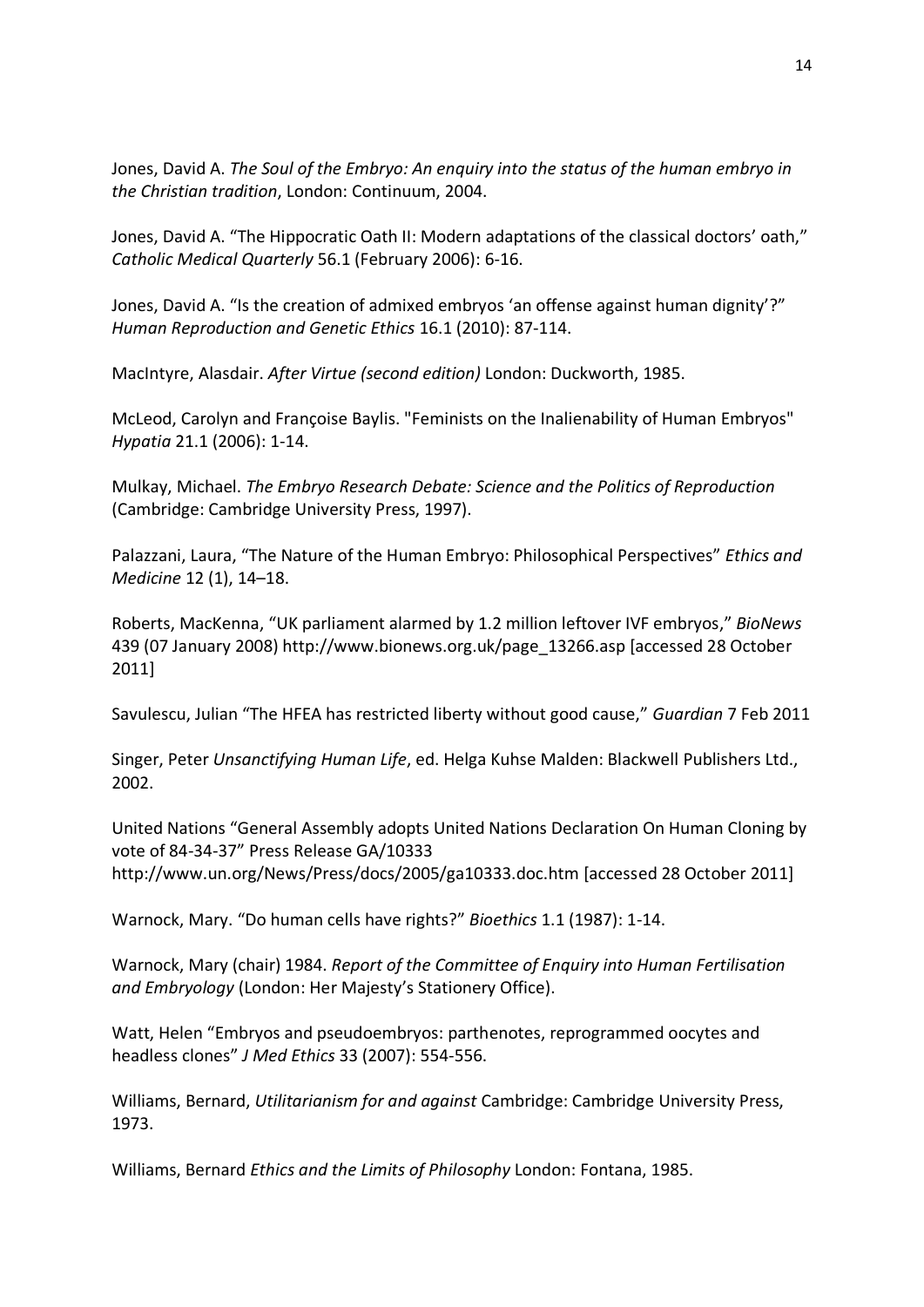Jones, David A. *The Soul of the Embryo: An enquiry into the status of the human embryo in the Christian tradition*, London: Continuum, 2004.

Jones, David A. "The Hippocratic Oath II: Modern adaptations of the classical doctors' oath," *Catholic Medical Quarterly* 56.1 (February 2006): 6-16.

Jones, David A. "Is the creation of admixed embryos 'an offense against human dignity'?" *Human Reproduction and Genetic Ethics* 16.1 (2010): 87-114.

MacIntyre, Alasdair. *After Virtue (second edition)* London: Duckworth, 1985.

McLeod, Carolyn and Françoise Baylis. "Feminists on the Inalienability of Human Embryos" *Hypatia* 21.1 (2006): 1-14.

Mulkay, Michael. *The Embryo Research Debate: Science and the Politics of Reproduction* (Cambridge: Cambridge University Press, 1997).

Palazzani, Laura, "The Nature of the Human Embryo: Philosophical Perspectives" *Ethics and Medicine* 12 (1), 14–18.

Roberts, MacKenna, "UK parliament alarmed by 1.2 million leftover IVF embryos," *BioNews* 439 (07 January 2008) http://www.bionews.org.uk/page_13266.asp [accessed 28 October 2011]

Savulescu, Julian "The HFEA has restricted liberty without good cause," *Guardian* 7 Feb 2011

Singer, Peter *Unsanctifying Human Life*, ed. Helga Kuhse Malden: Blackwell Publishers Ltd., 2002.

United Nations "General Assembly adopts United Nations Declaration On Human Cloning by vote of 84-34-37" Press Release GA/10333 http://www.un.org/News/Press/docs/2005/ga10333.doc.htm [accessed 28 October 2011]

Warnock, Mary. "Do human cells have rights?" *Bioethics* 1.1 (1987): 1-14.

Warnock, Mary (chair) 1984. *Report of the Committee of Enquiry into Human Fertilisation and Embryology* (London: Her Majesty's Stationery Office).

Watt, Helen "Embryos and pseudoembryos: parthenotes, reprogrammed oocytes and headless clones" *J Med Ethics* 33 (2007): 554-556.

Williams, Bernard, *Utilitarianism for and against* Cambridge: Cambridge University Press, 1973.

Williams, Bernard *Ethics and the Limits of Philosophy* London: Fontana, 1985.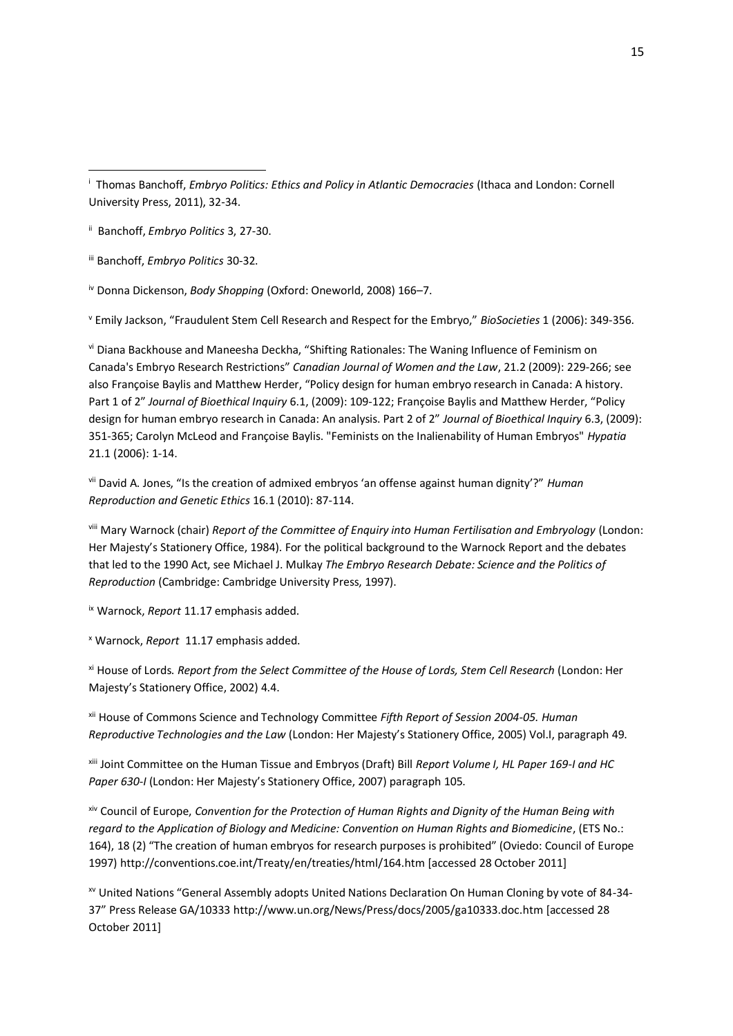[i] Thomas Banchoff, *Embryo Politics: Ethics and Policy in Atlantic Democracies* (Ithaca and London: Cornell University Press, 2011), 32-34.

[ii] Banchoff, *Embryo Politics* 3, 27-30.

[iii] Banchoff, *Embryo Politics* 30-32.

[iv] Donna Dickenson, *Body Shopping* (Oxford: Oneworld, 2008) 166–7.

[v] Emily Jackson, "Fraudulent Stem Cell Research and Respect for the Embryo," *BioSocieties* 1 (2006): 349-356.

[vi] Diana Backhouse and Maneesha Deckha, "Shifting Rationales: The Waning Influence of Feminism on Canada's Embryo Research Restrictions" *Canadian Journal of Women and the Law*, 21.2 (2009): 229-266; see also Françoise Baylis and Matthew Herder, "Policy design for human embryo research in Canada: A history. Part 1 of 2" *Journal of Bioethical Inquiry* 6.1, (2009): 109-122; Françoise Baylis and Matthew Herder, "Policy design for human embryo research in Canada: An analysis. Part 2 of 2" *Journal of Bioethical Inquiry* 6.3, (2009): 351-365; Carolyn McLeod and Françoise Baylis. "Feminists on the Inalienability of Human Embryos" *Hypatia* 21.1 (2006): 1-14.

[vii] David A. Jones, "Is the creation of admixed embryos 'an offense against human dignity'?" *Human Reproduction and Genetic Ethics* 16.1 (2010): 87-114.

[viii] Mary Warnock (chair) *Report of the Committee of Enquiry into Human Fertilisation and Embryology* (London: Her Majesty's Stationery Office, 1984). For the political background to the Warnock Report and the debates that led to the 1990 Act, see Michael J. Mulkay *The Embryo Research Debate: Science and the Politics of Reproduction* (Cambridge: Cambridge University Press, 1997).

[ix] Warnock, *Report* 11.17 emphasis added.

[x] Warnock, *Report* 11.17 emphasis added.

[xi] House of Lords. *Report from the Select Committee of the House of Lords, Stem Cell Research* (London: Her Majesty's Stationery Office, 2002) 4.4.

[xii] House of Commons Science and Technology Committee *Fifth Report of Session 2004-05. Human Reproductive Technologies and the Law* (London: Her Majesty's Stationery Office, 2005) Vol.I, paragraph 49.

[xiii] Joint Committee on the Human Tissue and Embryos (Draft) Bill *Report Volume I, HL Paper 169-I and HC Paper 630-I* (London: Her Majesty's Stationery Office, 2007) paragraph 105.

[xiv] Council of Europe, *Convention for the Protection of Human Rights and Dignity of the Human Being with regard to the Application of Biology and Medicine: Convention on Human Rights and Biomedicine*, (ETS No.: 164), 18 (2) "The creation of human embryos for research purposes is prohibited" (Oviedo: Council of Europe 1997) http://conventions.coe.int/Treaty/en/treaties/html/164.htm [accessed 28 October 2011]

[xv] United Nations "General Assembly adopts United Nations Declaration On Human Cloning by vote of 84-34-37" Press Release GA/10333 http://www.un.org/News/Press/docs/2005/ga10333.doc.htm [accessed 28 October 2011]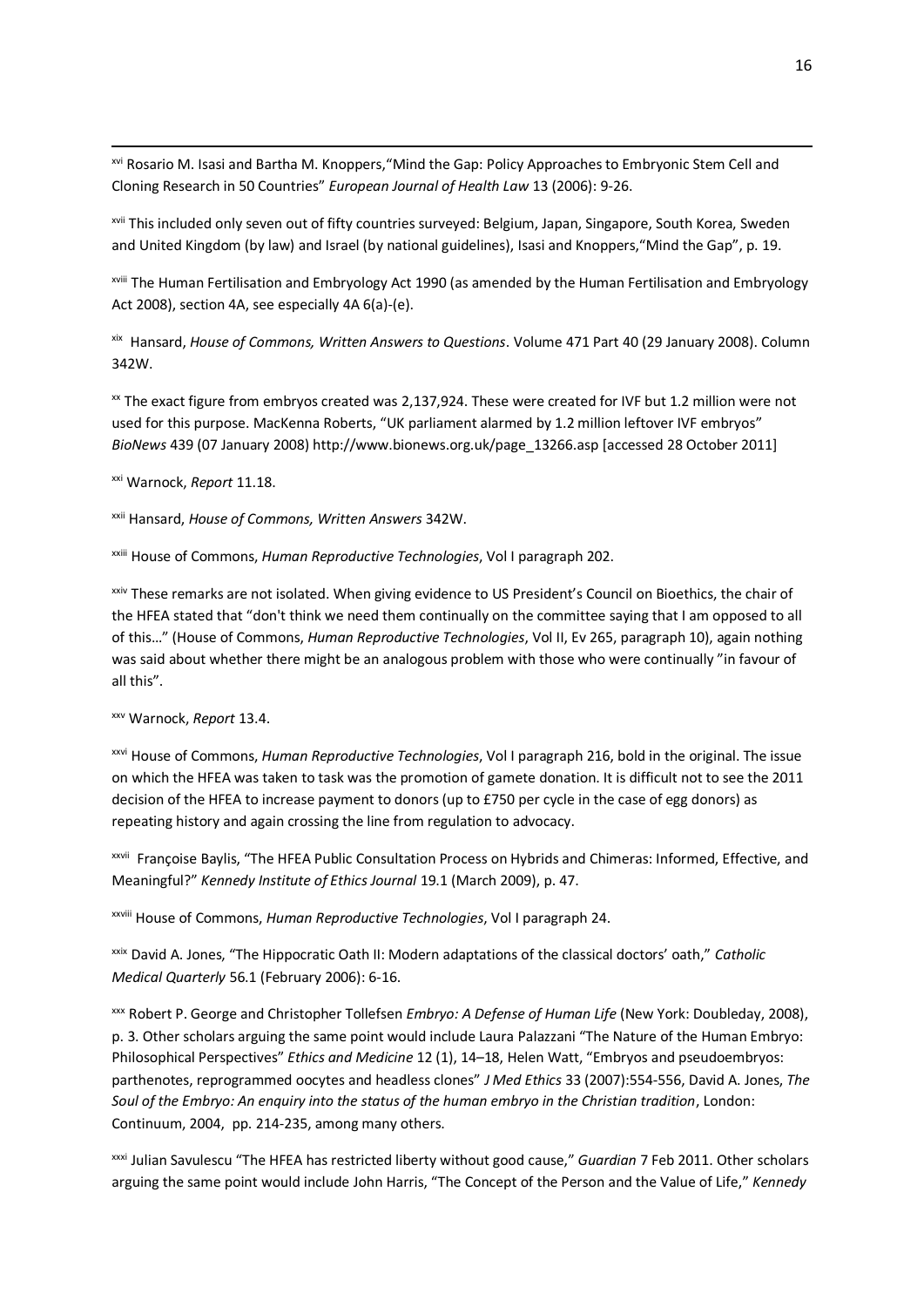[xvi] Rosario M. Isasi and Bartha M. Knoppers,"Mind the Gap: Policy Approaches to Embryonic Stem Cell and Cloning Research in 50 Countries" *European Journal of Health Law* 13 (2006): 9-26.

[xvii] This included only seven out of fifty countries surveyed: Belgium, Japan, Singapore, South Korea, Sweden and United Kingdom (by law) and Israel (by national guidelines), Isasi and Knoppers,"Mind the Gap", p. 19.

[xviii] The Human Fertilisation and Embryology Act 1990 (as amended by the Human Fertilisation and Embryology Act 2008), section 4A, see especially 4A 6(a)-(e).

[xix] Hansard, *House of Commons, Written Answers to Questions*. Volume 471 Part 40 (29 January 2008). Column 342W.

[xx] The exact figure from embryos created was 2,137,924. These were created for IVF but 1.2 million were not used for this purpose. MacKenna Roberts, "UK parliament alarmed by 1.2 million leftover IVF embryos" *BioNews* 439 (07 January 2008) http://www.bionews.org.uk/page_13266.asp [accessed 28 October 2011]

[xxi] Warnock, *Report* 11.18.

[xxii] Hansard, *House of Commons, Written Answers* 342W.

[xxiii] House of Commons, *Human Reproductive Technologies*, Vol I paragraph 202.

[xxiv] These remarks are not isolated. When giving evidence to US President's Council on Bioethics, the chair of the HFEA stated that "don't think we need them continually on the committee saying that I am opposed to all of this…" (House of Commons, *Human Reproductive Technologies*, Vol II, Ev 265, paragraph 10), again nothing was said about whether there might be an analogous problem with those who were continually "in favour of all this".

[xxv] Warnock, *Report* 13.4.

[xxvi] House of Commons, *Human Reproductive Technologies*, Vol I paragraph 216, bold in the original. The issue on which the HFEA was taken to task was the promotion of gamete donation. It is difficult not to see the 2011 decision of the HFEA to increase payment to donors (up to £750 per cycle in the case of egg donors) as repeating history and again crossing the line from regulation to advocacy.

[xxvii] Françoise Baylis, "The HFEA Public Consultation Process on Hybrids and Chimeras: Informed, Effective, and Meaningful?" *Kennedy Institute of Ethics Journal* 19.1 (March 2009), p. 47.

[xxviii] House of Commons, *Human Reproductive Technologies*, Vol I paragraph 24.

[xxix] David A. Jones, "The Hippocratic Oath II: Modern adaptations of the classical doctors' oath," *Catholic Medical Quarterly* 56.1 (February 2006): 6-16.

[xxx] Robert P. George and Christopher Tollefsen *Embryo: A Defense of Human Life* (New York: Doubleday, 2008), p. 3. Other scholars arguing the same point would include Laura Palazzani "The Nature of the Human Embryo: Philosophical Perspectives" *Ethics and Medicine* 12 (1), 14–18, Helen Watt, "Embryos and pseudoembryos: parthenotes, reprogrammed oocytes and headless clones" *J Med Ethics* 33 (2007):554-556, David A. Jones, *The Soul of the Embryo: An enquiry into the status of the human embryo in the Christian tradition*, London: Continuum, 2004, pp. 214-235, among many others.

[xxxi] Julian Savulescu "The HFEA has restricted liberty without good cause," *Guardian* 7 Feb 2011. Other scholars arguing the same point would include John Harris, "The Concept of the Person and the Value of Life," *Kennedy*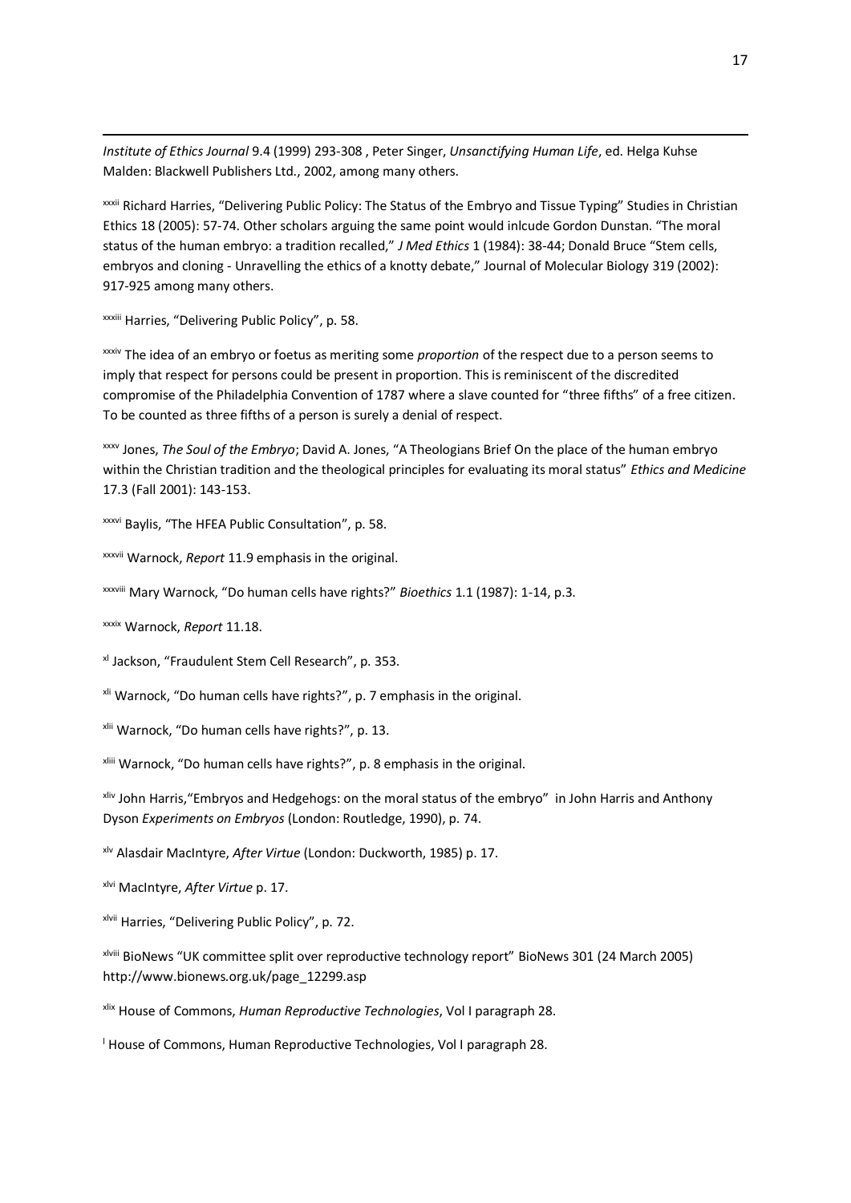*Institute of Ethics Journal* 9.4 (1999) 293-308 , Peter Singer, *Unsanctifying Human Life*, ed. Helga Kuhse Malden: Blackwell Publishers Ltd., 2002, among many others.

[xxxii] Richard Harries, "Delivering Public Policy: The Status of the Embryo and Tissue Typing" Studies in Christian Ethics 18 (2005): 57-74. Other scholars arguing the same point would inlcude Gordon Dunstan. "The moral status of the human embryo: a tradition recalled," *J Med Ethics* 1 (1984): 38-44; Donald Bruce "Stem cells, embryos and cloning - Unravelling the ethics of a knotty debate," Journal of Molecular Biology 319 (2002): 917-925 among many others.

[xxxiii] Harries, "Delivering Public Policy", p. 58.

[xxxiv] The idea of an embryo or foetus as meriting some *proportion* of the respect due to a person seems to imply that respect for persons could be present in proportion. This is reminiscent of the discredited compromise of the Philadelphia Convention of 1787 where a slave counted for "three fifths" of a free citizen. To be counted as three fifths of a person is surely a denial of respect.

[xxxv] Jones, *The Soul of the Embryo*; David A. Jones, "A Theologians Brief On the place of the human embryo within the Christian tradition and the theological principles for evaluating its moral status" *Ethics and Medicine* 17.3 (Fall 2001): 143-153.

[xxxvi] Baylis, "The HFEA Public Consultation", p. 58.

[xxxvii] Warnock, *Report* 11.9 emphasis in the original.

[xxxviii] Mary Warnock, "Do human cells have rights?" *Bioethics* 1.1 (1987): 1-14, p.3.

[xxxix] Warnock, *Report* 11.18.

[xl] Jackson, "Fraudulent Stem Cell Research", p. 353.

[xli] Warnock, "Do human cells have rights?", p. 7 emphasis in the original.

[xlii] Warnock, "Do human cells have rights?", p. 13.

[xliii] Warnock, "Do human cells have rights?", p. 8 emphasis in the original.

[xliv] John Harris,"Embryos and Hedgehogs: on the moral status of the embryo" in John Harris and Anthony Dyson *Experiments on Embryos* (London: Routledge, 1990), p. 74.

[xlv] Alasdair MacIntyre, *After Virtue* (London: Duckworth, 1985) p. 17.

[xlvi] MacIntyre, *After Virtue* p. 17.

[xlvii] Harries, "Delivering Public Policy", p. 72.

[xlviii] BioNews "UK committee split over reproductive technology report" BioNews 301 (24 March 2005) http://www.bionews.org.uk/page_12299.asp

[xlix] House of Commons, *Human Reproductive Technologies*, Vol I paragraph 28.

[l] House of Commons, Human Reproductive Technologies, Vol I paragraph 28.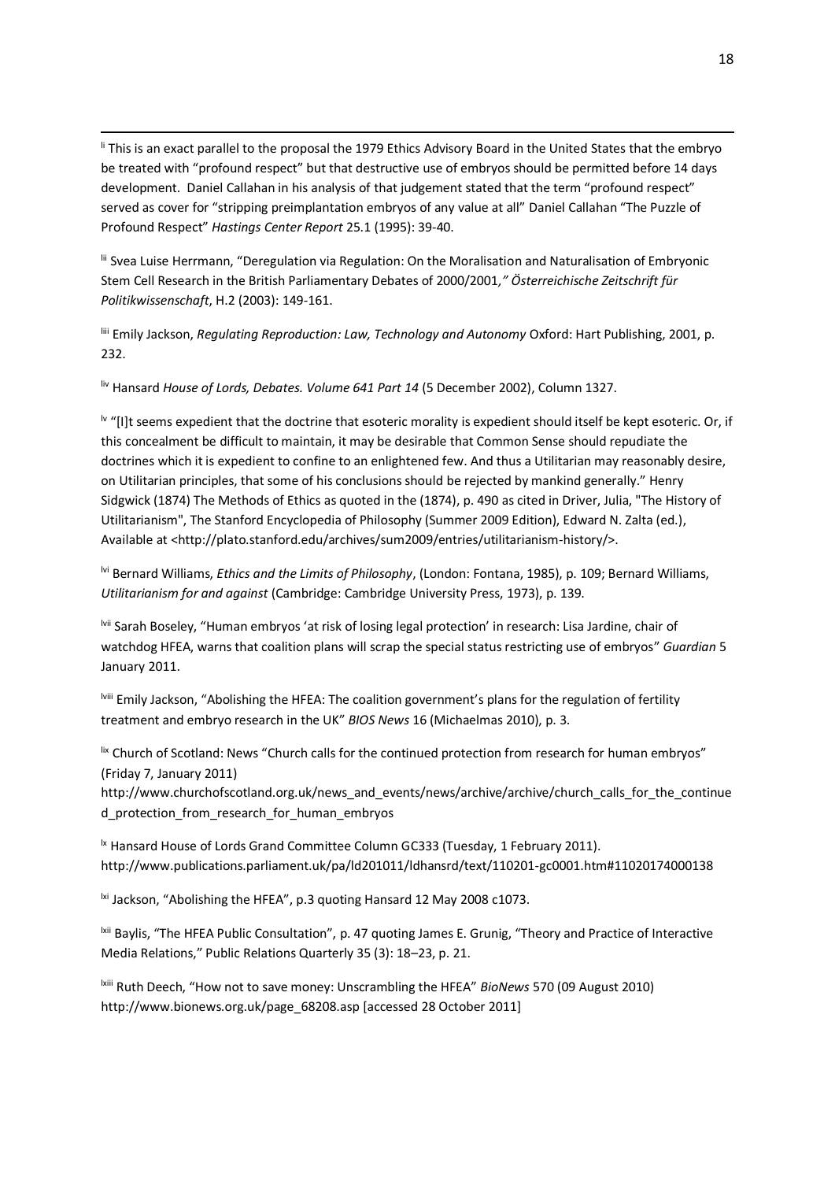[li] This is an exact parallel to the proposal the 1979 Ethics Advisory Board in the United States that the embryo be treated with "profound respect" but that destructive use of embryos should be permitted before 14 days development. Daniel Callahan in his analysis of that judgement stated that the term "profound respect" served as cover for "stripping preimplantation embryos of any value at all" Daniel Callahan "The Puzzle of Profound Respect" *Hastings Center Report* 25.1 (1995): 39-40.

[lii] Svea Luise Herrmann, "Deregulation via Regulation: On the Moralisation and Naturalisation of Embryonic Stem Cell Research in the British Parliamentary Debates of 2000/2001*," Österreichische Zeitschrift für Politikwissenschaft*, H.2 (2003): 149-161.

[liii] Emily Jackson, *Regulating Reproduction: Law, Technology and Autonomy* Oxford: Hart Publishing, 2001, p. 232.

[liv] Hansard *House of Lords, Debates. Volume 641 Part 14* (5 December 2002), Column 1327.

[lv] "[I]t seems expedient that the doctrine that esoteric morality is expedient should itself be kept esoteric. Or, if this concealment be difficult to maintain, it may be desirable that Common Sense should repudiate the doctrines which it is expedient to confine to an enlightened few. And thus a Utilitarian may reasonably desire, on Utilitarian principles, that some of his conclusions should be rejected by mankind generally." Henry Sidgwick (1874) The Methods of Ethics as quoted in the (1874), p. 490 as cited in Driver, Julia, "The History of Utilitarianism", The Stanford Encyclopedia of Philosophy (Summer 2009 Edition), Edward N. Zalta (ed.), Available at <http://plato.stanford.edu/archives/sum2009/entries/utilitarianism-history/>.

[lvi] Bernard Williams, *Ethics and the Limits of Philosophy*, (London: Fontana, 1985), p. 109; Bernard Williams, *Utilitarianism for and against* (Cambridge: Cambridge University Press, 1973), p. 139.

[lvii] Sarah Boseley, "Human embryos 'at risk of losing legal protection' in research: Lisa Jardine, chair of watchdog HFEA, warns that coalition plans will scrap the special status restricting use of embryos" *Guardian* 5 January 2011.

[lviii] Emily Jackson, "Abolishing the HFEA: The coalition government's plans for the regulation of fertility treatment and embryo research in the UK" *BIOS News* 16 (Michaelmas 2010), p. 3.

[lix] Church of Scotland: News "Church calls for the continued protection from research for human embryos" (Friday 7, January 2011)
http://www.churchofscotland.org.uk/news_and_events/news/archive/archive/church_calls_for_the_continued_protection_from_research_for_human_embryos

[lx] Hansard House of Lords Grand Committee Column GC333 (Tuesday, 1 February 2011).
http://www.publications.parliament.uk/pa/ld201011/ldhansrd/text/110201-gc0001.htm#11020174000138

[lxi] Jackson, "Abolishing the HFEA", p.3 quoting Hansard 12 May 2008 c1073.

[lxii] Baylis, "The HFEA Public Consultation", p. 47 quoting James E. Grunig, "Theory and Practice of Interactive Media Relations," Public Relations Quarterly 35 (3): 18–23, p. 21.

[lxiii] Ruth Deech, "How not to save money: Unscrambling the HFEA" *BioNews* 570 (09 August 2010) http://www.bionews.org.uk/page_68208.asp [accessed 28 October 2011]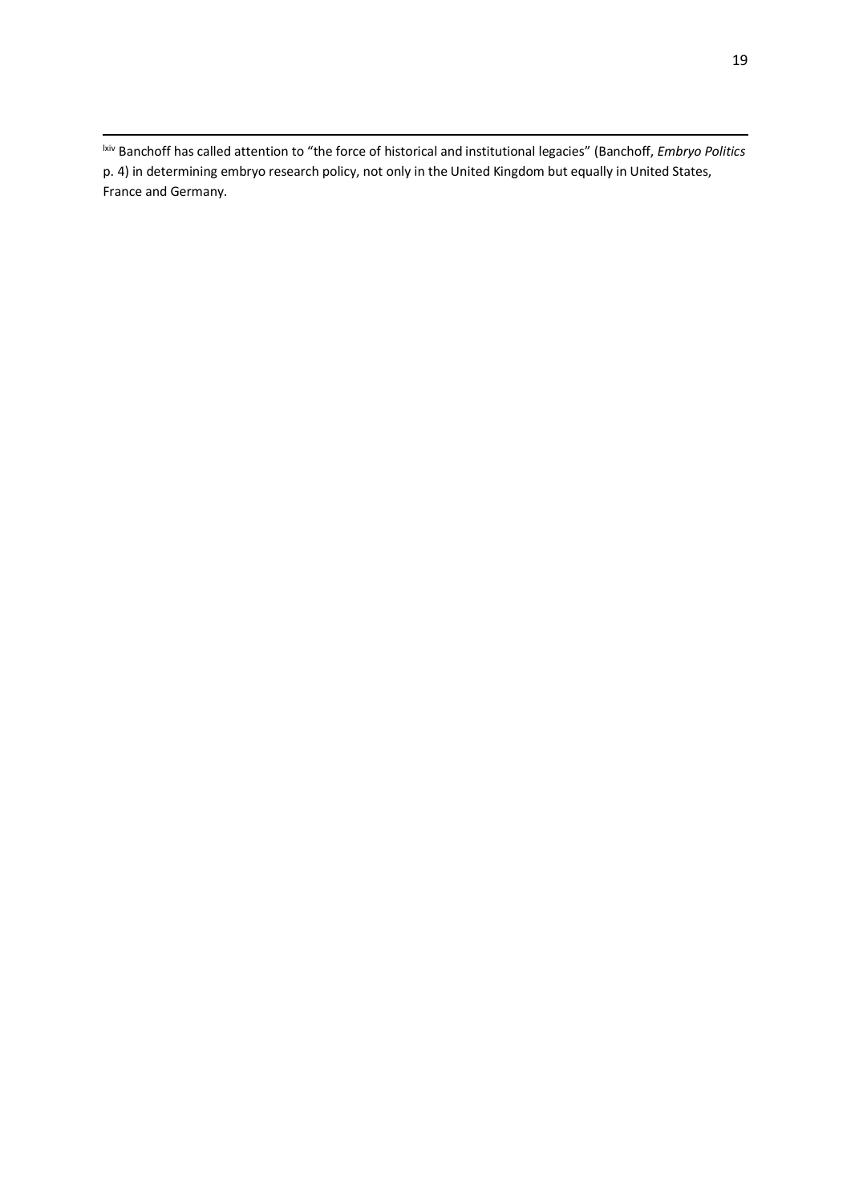[lxiv] Banchoff has called attention to "the force of historical and institutional legacies" (Banchoff, *Embryo Politics* p. 4) in determining embryo research policy, not only in the United Kingdom but equally in United States, France and Germany.